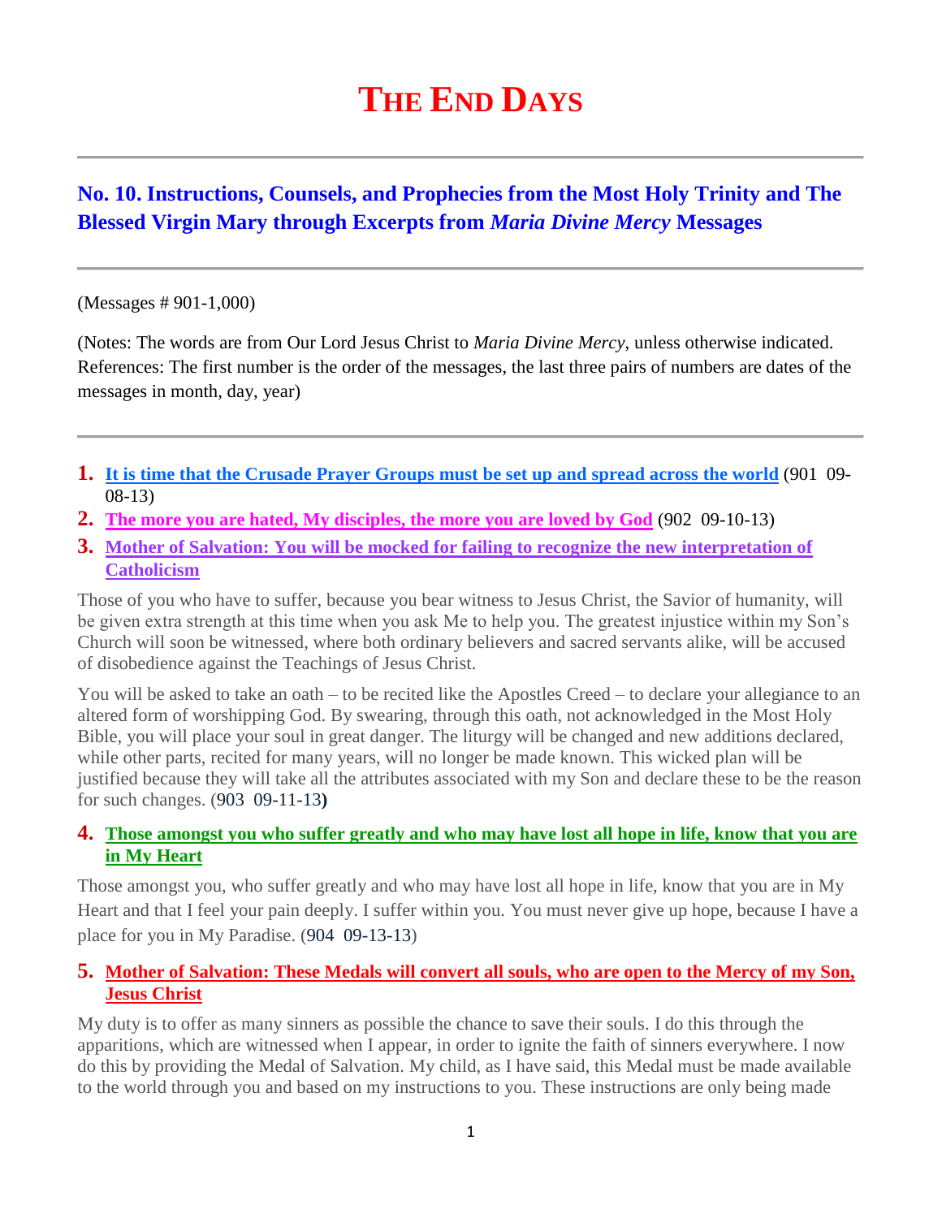# THE END DAYS

## No. 10. Instructions, Counsels, and Prophecies from the Most Holy Trinity and The Blessed Virgin Mary through Excerpts from *Maria Divine Mercy* Messages

(Messages # 901-1,000)

(Notes: The words are from Our Lord Jesus Christ to *Maria Divine Mercy*, unless otherwise indicated. References: The first number is the order of the messages, the last three pairs of numbers are dates of the messages in month, day, year)

1. **It is time that the Crusade Prayer Groups must be set up and spread across the world** (901 09-08-13)
2. **The more you are hated, My disciples, the more you are loved by God** (902 09-10-13)
3. **Mother of Salvation: You will be mocked for failing to recognize the new interpretation of Catholicism**

Those of you who have to suffer, because you bear witness to Jesus Christ, the Savior of humanity, will be given extra strength at this time when you ask Me to help you. The greatest injustice within my Son's Church will soon be witnessed, where both ordinary believers and sacred servants alike, will be accused of disobedience against the Teachings of Jesus Christ.

You will be asked to take an oath – to be recited like the Apostles Creed – to declare your allegiance to an altered form of worshipping God. By swearing, through this oath, not acknowledged in the Most Holy Bible, you will place your soul in great danger. The liturgy will be changed and new additions declared, while other parts, recited for many years, will no longer be made known. This wicked plan will be justified because they will take all the attributes associated with my Son and declare these to be the reason for such changes. (903 09-11-13**)**

4. **Those amongst you who suffer greatly and who may have lost all hope in life, know that you are in My Heart**

Those amongst you, who suffer greatly and who may have lost all hope in life, know that you are in My Heart and that I feel your pain deeply. I suffer within you. You must never give up hope, because I have a place for you in My Paradise. (904 09-13-13)

5. **Mother of Salvation: These Medals will convert all souls, who are open to the Mercy of my Son, Jesus Christ**

My duty is to offer as many sinners as possible the chance to save their souls. I do this through the apparitions, which are witnessed when I appear, in order to ignite the faith of sinners everywhere. I now do this by providing the Medal of Salvation. My child, as I have said, this Medal must be made available to the world through you and based on my instructions to you. These instructions are only being made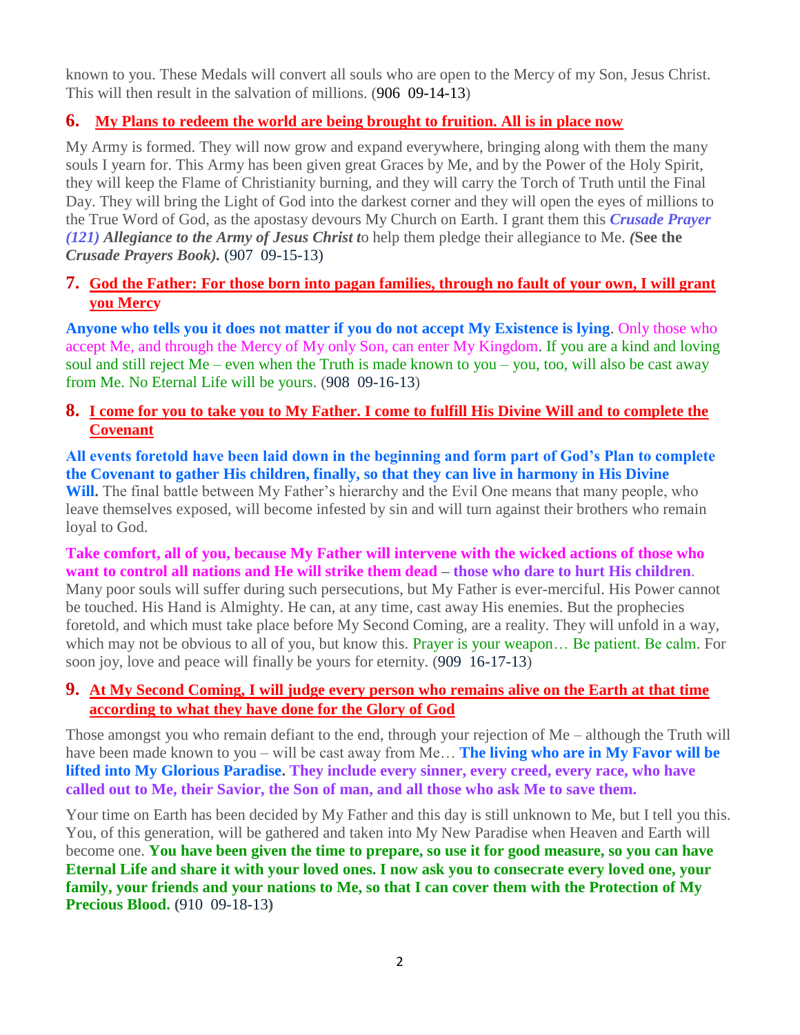known to you. These Medals will convert all souls who are open to the Mercy of my Son, Jesus Christ. This will then result in the salvation of millions. (906 09-14-13)

## 6. My Plans to redeem the world are being brought to fruition. All is in place now

My Army is formed. They will now grow and expand everywhere, bringing along with them the many souls I yearn for. This Army has been given great Graces by Me, and by the Power of the Holy Spirit, they will keep the Flame of Christianity burning, and they will carry the Torch of Truth until the Final Day. They will bring the Light of God into the darkest corner and they will open the eyes of millions to the True Word of God, as the apostasy devours My Church on Earth. I grant them this ***Crusade Prayer (121) Allegiance to the Army of Jesus Christ t***o help them pledge their allegiance to Me. ***(*See the *Crusade Prayers Book).*** (907 09-15-13)

## 7. God the Father: For those born into pagan families, through no fault of your own, I will grant you Mercy

**Anyone who tells you it does not matter if you do not accept My Existence is lying**. Only those who accept Me, and through the Mercy of My only Son, can enter My Kingdom. If you are a kind and loving soul and still reject Me – even when the Truth is made known to you – you, too, will also be cast away from Me. No Eternal Life will be yours. (908 09-16-13)

## 8. I come for you to take you to My Father. I come to fulfill His Divine Will and to complete the Covenant

**All events foretold have been laid down in the beginning and form part of God's Plan to complete the Covenant to gather His children, finally, so that they can live in harmony in His Divine Will.** The final battle between My Father's hierarchy and the Evil One means that many people, who leave themselves exposed, will become infested by sin and will turn against their brothers who remain loyal to God.

**Take comfort, all of you, because My Father will intervene with the wicked actions of those who want to control all nations and He will strike them dead – those who dare to hurt His children**. Many poor souls will suffer during such persecutions, but My Father is ever-merciful. His Power cannot be touched. His Hand is Almighty. He can, at any time, cast away His enemies. But the prophecies foretold, and which must take place before My Second Coming, are a reality. They will unfold in a way, which may not be obvious to all of you, but know this. Prayer is your weapon… Be patient. Be calm. For soon joy, love and peace will finally be yours for eternity. (909 16-17-13)

## 9. At My Second Coming, I will judge every person who remains alive on the Earth at that time according to what they have done for the Glory of God

Those amongst you who remain defiant to the end, through your rejection of Me – although the Truth will have been made known to you – will be cast away from Me… **The living who are in My Favor will be lifted into My Glorious Paradise. They include every sinner, every creed, every race, who have called out to Me, their Savior, the Son of man, and all those who ask Me to save them.**

Your time on Earth has been decided by My Father and this day is still unknown to Me, but I tell you this. You, of this generation, will be gathered and taken into My New Paradise when Heaven and Earth will become one. **You have been given the time to prepare, so use it for good measure, so you can have Eternal Life and share it with your loved ones. I now ask you to consecrate every loved one, your family, your friends and your nations to Me, so that I can cover them with the Protection of My Precious Blood. (**910 09-18-13**)**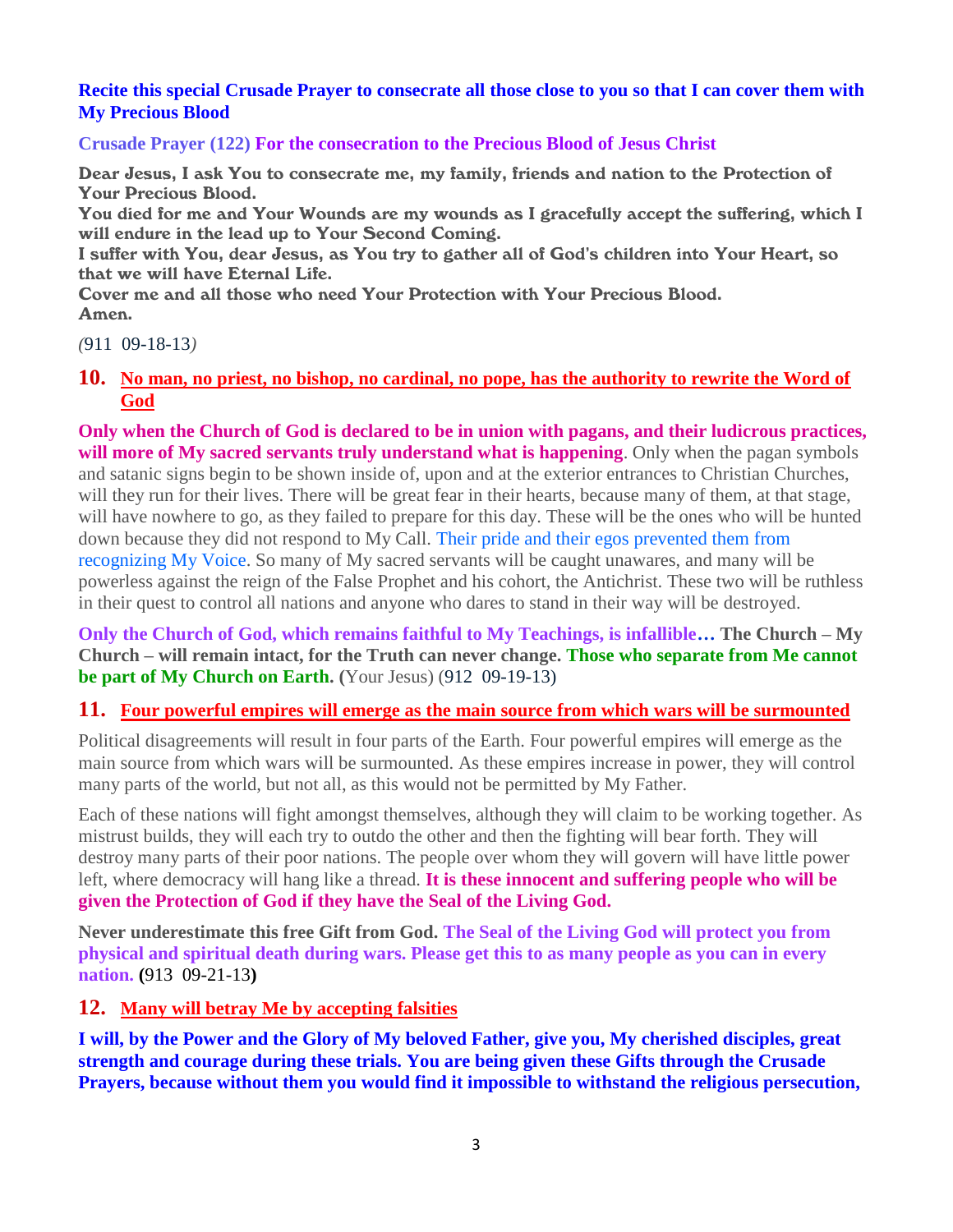**Recite this special Crusade Prayer to consecrate all those close to you so that I can cover them with My Precious Blood**

**Crusade Prayer (122) For the consecration to the Precious Blood of Jesus Christ**

Dear Jesus, I ask You to consecrate me, my family, friends and nation to the Protection of Your Precious Blood.
You died for me and Your Wounds are my wounds as I gracefully accept the suffering, which I will endure in the lead up to Your Second Coming.
I suffer with You, dear Jesus, as You try to gather all of God's children into Your Heart, so that we will have Eternal Life.
Cover me and all those who need Your Protection with Your Precious Blood.
Amen.

(911 09-18-13)

## 10. No man, no priest, no bishop, no cardinal, no pope, has the authority to rewrite the Word of God

**Only when the Church of God is declared to be in union with pagans, and their ludicrous practices, will more of My sacred servants truly understand what is happening**. Only when the pagan symbols and satanic signs begin to be shown inside of, upon and at the exterior entrances to Christian Churches, will they run for their lives. There will be great fear in their hearts, because many of them, at that stage, will have nowhere to go, as they failed to prepare for this day. These will be the ones who will be hunted down because they did not respond to My Call. Their pride and their egos prevented them from recognizing My Voice. So many of My sacred servants will be caught unawares, and many will be powerless against the reign of the False Prophet and his cohort, the Antichrist. These two will be ruthless in their quest to control all nations and anyone who dares to stand in their way will be destroyed.

**Only the Church of God, which remains faithful to My Teachings, is infallible… The Church – My Church – will remain intact, for the Truth can never change. Those who separate from Me cannot be part of My Church on Earth. (**Your Jesus) (912 09-19-13)

## 11. Four powerful empires will emerge as the main source from which wars will be surmounted

Political disagreements will result in four parts of the Earth. Four powerful empires will emerge as the main source from which wars will be surmounted. As these empires increase in power, they will control many parts of the world, but not all, as this would not be permitted by My Father.

Each of these nations will fight amongst themselves, although they will claim to be working together. As mistrust builds, they will each try to outdo the other and then the fighting will bear forth. They will destroy many parts of their poor nations. The people over whom they will govern will have little power left, where democracy will hang like a thread. **It is these innocent and suffering people who will be given the Protection of God if they have the Seal of the Living God.**

**Never underestimate this free Gift from God. The Seal of the Living God will protect you from physical and spiritual death during wars. Please get this to as many people as you can in every nation. (**913 09-21-13**)**

## 12. Many will betray Me by accepting falsities

**I will, by the Power and the Glory of My beloved Father, give you, My cherished disciples, great strength and courage during these trials. You are being given these Gifts through the Crusade Prayers, because without them you would find it impossible to withstand the religious persecution,**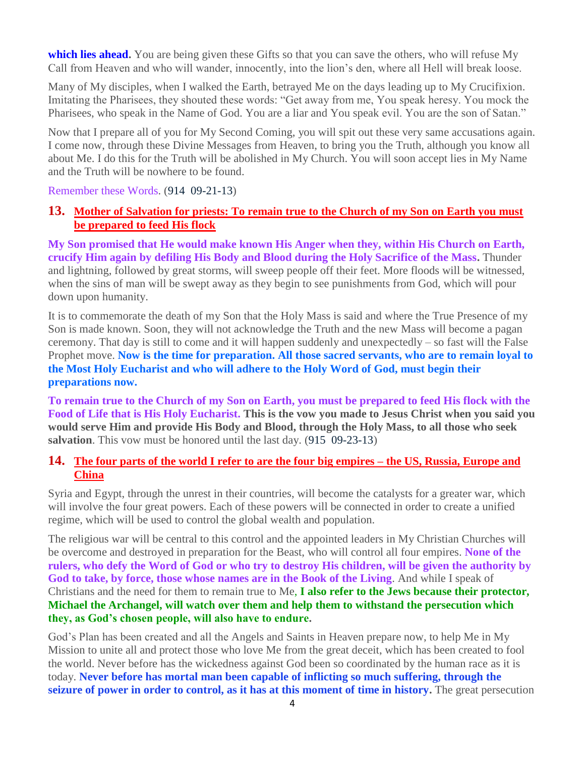**which lies ahead.** You are being given these Gifts so that you can save the others, who will refuse My Call from Heaven and who will wander, innocently, into the lion's den, where all Hell will break loose.

Many of My disciples, when I walked the Earth, betrayed Me on the days leading up to My Crucifixion. Imitating the Pharisees, they shouted these words: "Get away from me, You speak heresy. You mock the Pharisees, who speak in the Name of God. You are a liar and You speak evil. You are the son of Satan."

Now that I prepare all of you for My Second Coming, you will spit out these very same accusations again. I come now, through these Divine Messages from Heaven, to bring you the Truth, although you know all about Me. I do this for the Truth will be abolished in My Church. You will soon accept lies in My Name and the Truth will be nowhere to be found.

Remember these Words. (914 09-21-13)

## 13. Mother of Salvation for priests: To remain true to the Church of my Son on Earth you must be prepared to feed His flock

**My Son promised that He would make known His Anger when they, within His Church on Earth, crucify Him again by defiling His Body and Blood during the Holy Sacrifice of the Mass.** Thunder and lightning, followed by great storms, will sweep people off their feet. More floods will be witnessed, when the sins of man will be swept away as they begin to see punishments from God, which will pour down upon humanity.

It is to commemorate the death of my Son that the Holy Mass is said and where the True Presence of my Son is made known. Soon, they will not acknowledge the Truth and the new Mass will become a pagan ceremony. That day is still to come and it will happen suddenly and unexpectedly – so fast will the False Prophet move. **Now is the time for preparation. All those sacred servants, who are to remain loyal to the Most Holy Eucharist and who will adhere to the Holy Word of God, must begin their preparations now.**

**To remain true to the Church of my Son on Earth, you must be prepared to feed His flock with the Food of Life that is His Holy Eucharist. This is the vow you made to Jesus Christ when you said you would serve Him and provide His Body and Blood, through the Holy Mass, to all those who seek salvation**. This vow must be honored until the last day. (915 09-23-13)

## 14. The four parts of the world I refer to are the four big empires – the US, Russia, Europe and China

Syria and Egypt, through the unrest in their countries, will become the catalysts for a greater war, which will involve the four great powers. Each of these powers will be connected in order to create a unified regime, which will be used to control the global wealth and population.

The religious war will be central to this control and the appointed leaders in My Christian Churches will be overcome and destroyed in preparation for the Beast, who will control all four empires. **None of the rulers, who defy the Word of God or who try to destroy His children, will be given the authority by God to take, by force, those whose names are in the Book of the Living**. And while I speak of Christians and the need for them to remain true to Me, **I also refer to the Jews because their protector, Michael the Archangel, will watch over them and help them to withstand the persecution which they, as God's chosen people, will also have to endure.**

God's Plan has been created and all the Angels and Saints in Heaven prepare now, to help Me in My Mission to unite all and protect those who love Me from the great deceit, which has been created to fool the world. Never before has the wickedness against God been so coordinated by the human race as it is today. **Never before has mortal man been capable of inflicting so much suffering, through the seizure of power in order to control, as it has at this moment of time in history.** The great persecution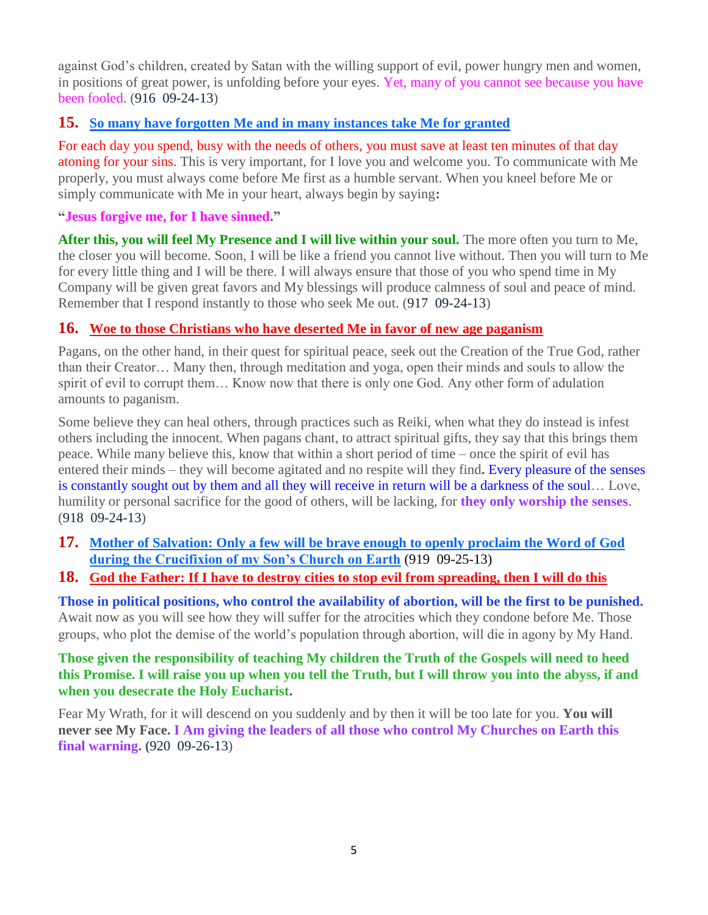against God's children, created by Satan with the willing support of evil, power hungry men and women, in positions of great power, is unfolding before your eyes. Yet, many of you cannot see because you have been fooled. (916 09-24-13)

## 15. So many have forgotten Me and in many instances take Me for granted

For each day you spend, busy with the needs of others, you must save at least ten minutes of that day atoning for your sins. This is very important, for I love you and welcome you. To communicate with Me properly, you must always come before Me first as a humble servant. When you kneel before Me or simply communicate with Me in your heart, always begin by saying**:**

**"Jesus forgive me, for I have sinned."**

**After this, you will feel My Presence and I will live within your soul.** The more often you turn to Me, the closer you will become. Soon, I will be like a friend you cannot live without. Then you will turn to Me for every little thing and I will be there. I will always ensure that those of you who spend time in My Company will be given great favors and My blessings will produce calmness of soul and peace of mind. Remember that I respond instantly to those who seek Me out. (917 09-24-13)

## 16. Woe to those Christians who have deserted Me in favor of new age paganism

Pagans, on the other hand, in their quest for spiritual peace, seek out the Creation of the True God, rather than their Creator… Many then, through meditation and yoga, open their minds and souls to allow the spirit of evil to corrupt them… Know now that there is only one God. Any other form of adulation amounts to paganism.

Some believe they can heal others, through practices such as Reiki, when what they do instead is infest others including the innocent. When pagans chant, to attract spiritual gifts, they say that this brings them peace. While many believe this, know that within a short period of time – once the spirit of evil has entered their minds – they will become agitated and no respite will they find**.** Every pleasure of the senses is constantly sought out by them and all they will receive in return will be a darkness of the soul… Love, humility or personal sacrifice for the good of others, will be lacking, for **they only worship the senses**. (918 09-24-13)

## 17. Mother of Salvation: Only a few will be brave enough to openly proclaim the Word of God during the Crucifixion of my Son's Church on Earth (919 09-25-13)

## 18. God the Father: If I have to destroy cities to stop evil from spreading, then I will do this

**Those in political positions, who control the availability of abortion, will be the first to be punished.** Await now as you will see how they will suffer for the atrocities which they condone before Me. Those groups, who plot the demise of the world's population through abortion, will die in agony by My Hand.

**Those given the responsibility of teaching My children the Truth of the Gospels will need to heed this Promise. I will raise you up when you tell the Truth, but I will throw you into the abyss, if and when you desecrate the Holy Eucharist.**

Fear My Wrath, for it will descend on you suddenly and by then it will be too late for you. **You will never see My Face. I Am giving the leaders of all those who control My Churches on Earth this final warning. (**920 09-26-13)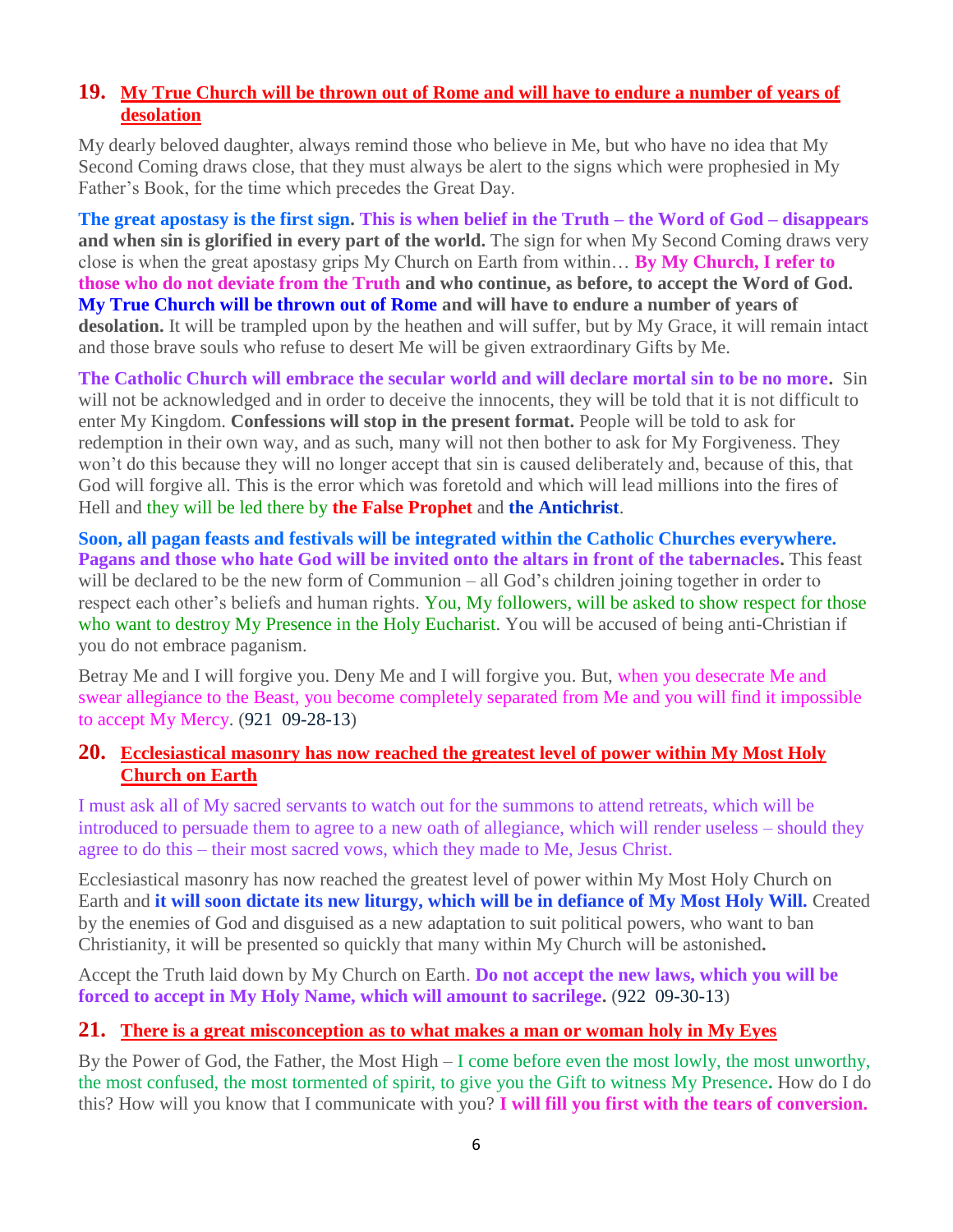## 19. My True Church will be thrown out of Rome and will have to endure a number of years of desolation

My dearly beloved daughter, always remind those who believe in Me, but who have no idea that My Second Coming draws close, that they must always be alert to the signs which were prophesied in My Father's Book, for the time which precedes the Great Day.

**The great apostasy is the first sign. This is when belief in the Truth – the Word of God – disappears and when sin is glorified in every part of the world.** The sign for when My Second Coming draws very close is when the great apostasy grips My Church on Earth from within… **By My Church, I refer to those who do not deviate from the Truth and who continue, as before, to accept the Word of God. My True Church will be thrown out of Rome and will have to endure a number of years of desolation.** It will be trampled upon by the heathen and will suffer, but by My Grace, it will remain intact and those brave souls who refuse to desert Me will be given extraordinary Gifts by Me.

**The Catholic Church will embrace the secular world and will declare mortal sin to be no more.** Sin will not be acknowledged and in order to deceive the innocents, they will be told that it is not difficult to enter My Kingdom. **Confessions will stop in the present format.** People will be told to ask for redemption in their own way, and as such, many will not then bother to ask for My Forgiveness. They won't do this because they will no longer accept that sin is caused deliberately and, because of this, that God will forgive all. This is the error which was foretold and which will lead millions into the fires of Hell and they will be led there by **the False Prophet** and **the Antichrist**.

**Soon, all pagan feasts and festivals will be integrated within the Catholic Churches everywhere. Pagans and those who hate God will be invited onto the altars in front of the tabernacles.** This feast will be declared to be the new form of Communion – all God's children joining together in order to respect each other's beliefs and human rights. You, My followers, will be asked to show respect for those who want to destroy My Presence in the Holy Eucharist. You will be accused of being anti-Christian if you do not embrace paganism.

Betray Me and I will forgive you. Deny Me and I will forgive you. But, when you desecrate Me and swear allegiance to the Beast, you become completely separated from Me and you will find it impossible to accept My Mercy. (921 09-28-13)

## 20. Ecclesiastical masonry has now reached the greatest level of power within My Most Holy Church on Earth

I must ask all of My sacred servants to watch out for the summons to attend retreats, which will be introduced to persuade them to agree to a new oath of allegiance, which will render useless – should they agree to do this – their most sacred vows, which they made to Me, Jesus Christ.

Ecclesiastical masonry has now reached the greatest level of power within My Most Holy Church on Earth and **it will soon dictate its new liturgy, which will be in defiance of My Most Holy Will.** Created by the enemies of God and disguised as a new adaptation to suit political powers, who want to ban Christianity, it will be presented so quickly that many within My Church will be astonished**.**

Accept the Truth laid down by My Church on Earth. **Do not accept the new laws, which you will be forced to accept in My Holy Name, which will amount to sacrilege.** (922 09-30-13)

## 21. There is a great misconception as to what makes a man or woman holy in My Eyes

By the Power of God, the Father, the Most High – I come before even the most lowly, the most unworthy, the most confused, the most tormented of spirit, to give you the Gift to witness My Presence**.** How do I do this? How will you know that I communicate with you? **I will fill you first with the tears of conversion.**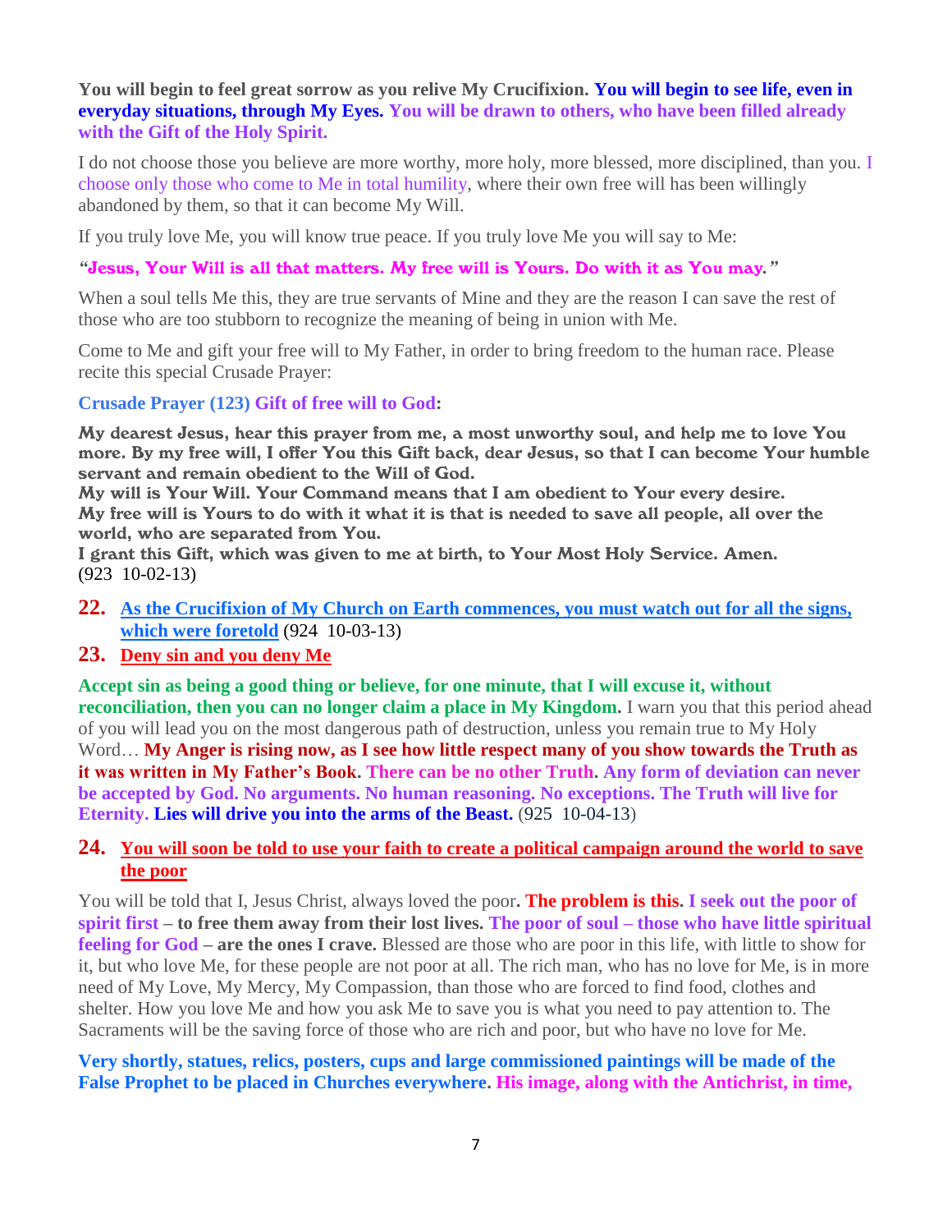**You will begin to feel great sorrow as you relive My Crucifixion. You will begin to see life, even in everyday situations, through My Eyes. You will be drawn to others, who have been filled already with the Gift of the Holy Spirit.**

I do not choose those you believe are more worthy, more holy, more blessed, more disciplined, than you. I choose only those who come to Me in total humility, where their own free will has been willingly abandoned by them, so that it can become My Will.

If you truly love Me, you will know true peace. If you truly love Me you will say to Me:

*"Jesus, Your Will is all that matters. My free will is Yours. Do with it as You may."*

When a soul tells Me this, they are true servants of Mine and they are the reason I can save the rest of those who are too stubborn to recognize the meaning of being in union with Me.

Come to Me and gift your free will to My Father, in order to bring freedom to the human race. Please recite this special Crusade Prayer:

**Crusade Prayer (123) Gift of free will to God:**

My dearest Jesus, hear this prayer from me, a most unworthy soul, and help me to love You more. By my free will, I offer You this Gift back, dear Jesus, so that I can become Your humble servant and remain obedient to the Will of God.
My will is Your Will. Your Command means that I am obedient to Your every desire.
My free will is Yours to do with it what it is that is needed to save all people, all over the world, who are separated from You.
I grant this Gift, which was given to me at birth, to Your Most Holy Service. Amen.
(923 10-02-13)

22. **As the Crucifixion of My Church on Earth commences, you must watch out for all the signs, which were foretold** (924 10-03-13)

23. **Deny sin and you deny Me**

**Accept sin as being a good thing or believe, for one minute, that I will excuse it, without reconciliation, then you can no longer claim a place in My Kingdom.** I warn you that this period ahead of you will lead you on the most dangerous path of destruction, unless you remain true to My Holy Word… **My Anger is rising now, as I see how little respect many of you show towards the Truth as it was written in My Father's Book. There can be no other Truth. Any form of deviation can never be accepted by God. No arguments. No human reasoning. No exceptions. The Truth will live for Eternity. Lies will drive you into the arms of the Beast.** (925 10-04-13)

24. **You will soon be told to use your faith to create a political campaign around the world to save the poor**

You will be told that I, Jesus Christ, always loved the poor**. The problem is this. I seek out the poor of spirit first – to free them away from their lost lives. The poor of soul – those who have little spiritual feeling for God – are the ones I crave.** Blessed are those who are poor in this life, with little to show for it, but who love Me, for these people are not poor at all. The rich man, who has no love for Me, is in more need of My Love, My Mercy, My Compassion, than those who are forced to find food, clothes and shelter. How you love Me and how you ask Me to save you is what you need to pay attention to. The Sacraments will be the saving force of those who are rich and poor, but who have no love for Me.

**Very shortly, statues, relics, posters, cups and large commissioned paintings will be made of the False Prophet to be placed in Churches everywhere. His image, along with the Antichrist, in time,**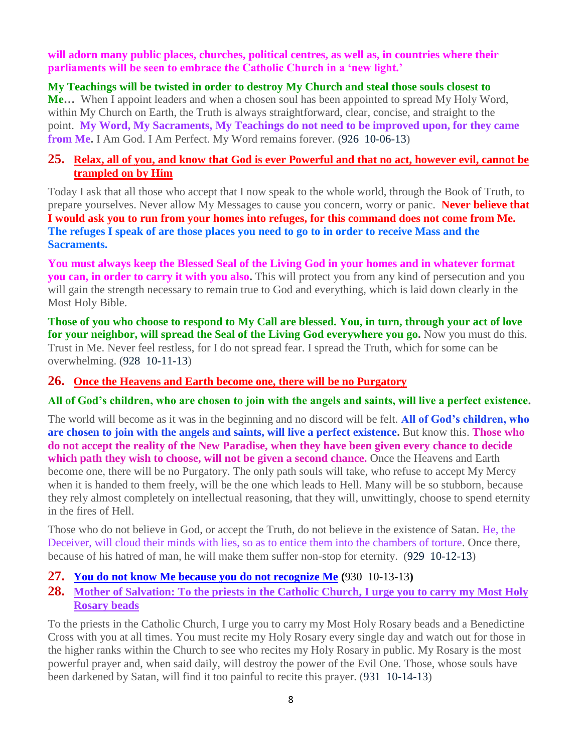**will adorn many public places, churches, political centres, as well as, in countries where their parliaments will be seen to embrace the Catholic Church in a 'new light.'**

**My Teachings will be twisted in order to destroy My Church and steal those souls closest to Me…** When I appoint leaders and when a chosen soul has been appointed to spread My Holy Word, within My Church on Earth, the Truth is always straightforward, clear, concise, and straight to the point. **My Word, My Sacraments, My Teachings do not need to be improved upon, for they came from Me.** I Am God. I Am Perfect. My Word remains forever. (926 10-06-13)

25. **Relax, all of you, and know that God is ever Powerful and that no act, however evil, cannot be trampled on by Him**

Today I ask that all those who accept that I now speak to the whole world, through the Book of Truth, to prepare yourselves. Never allow My Messages to cause you concern, worry or panic. **Never believe that I would ask you to run from your homes into refuges, for this command does not come from Me. The refuges I speak of are those places you need to go to in order to receive Mass and the Sacraments.**

**You must always keep the Blessed Seal of the Living God in your homes and in whatever format you can, in order to carry it with you also.** This will protect you from any kind of persecution and you will gain the strength necessary to remain true to God and everything, which is laid down clearly in the Most Holy Bible.

**Those of you who choose to respond to My Call are blessed. You, in turn, through your act of love for your neighbor, will spread the Seal of the Living God everywhere you go.** Now you must do this. Trust in Me. Never feel restless, for I do not spread fear. I spread the Truth, which for some can be overwhelming. (928 10-11-13)

26. **Once the Heavens and Earth become one, there will be no Purgatory**

**All of God's children, who are chosen to join with the angels and saints, will live a perfect existence.**

The world will become as it was in the beginning and no discord will be felt. **All of God's children, who are chosen to join with the angels and saints, will live a perfect existence.** But know this. **Those who do not accept the reality of the New Paradise, when they have been given every chance to decide which path they wish to choose, will not be given a second chance.** Once the Heavens and Earth become one, there will be no Purgatory. The only path souls will take, who refuse to accept My Mercy when it is handed to them freely, will be the one which leads to Hell. Many will be so stubborn, because they rely almost completely on intellectual reasoning, that they will, unwittingly, choose to spend eternity in the fires of Hell.

Those who do not believe in God, or accept the Truth, do not believe in the existence of Satan. He, the Deceiver, will cloud their minds with lies, so as to entice them into the chambers of torture. Once there, because of his hatred of man, he will make them suffer non-stop for eternity. (929 10-12-13)

27. **You do not know Me because you do not recognize Me** (930 10-13-13)
28. **Mother of Salvation: To the priests in the Catholic Church, I urge you to carry my Most Holy Rosary beads**

To the priests in the Catholic Church, I urge you to carry my Most Holy Rosary beads and a Benedictine Cross with you at all times. You must recite my Holy Rosary every single day and watch out for those in the higher ranks within the Church to see who recites my Holy Rosary in public. My Rosary is the most powerful prayer and, when said daily, will destroy the power of the Evil One. Those, whose souls have been darkened by Satan, will find it too painful to recite this prayer. (931 10-14-13)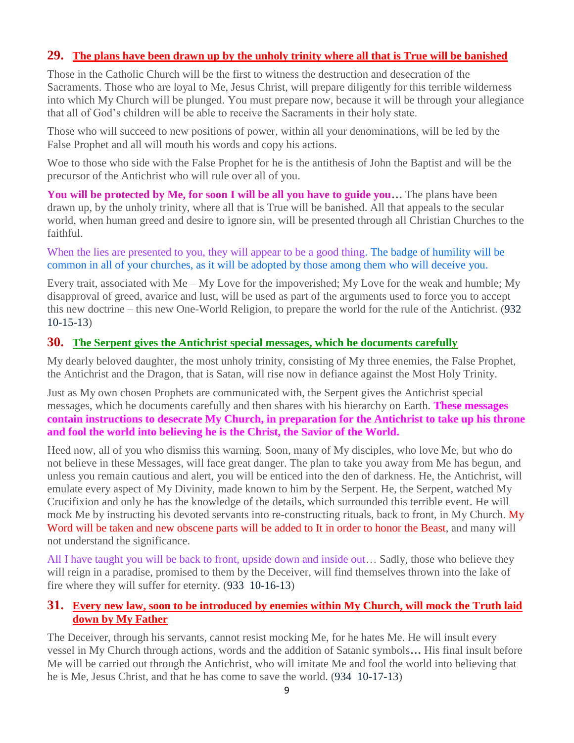## 29. The plans have been drawn up by the unholy trinity where all that is True will be banished

Those in the Catholic Church will be the first to witness the destruction and desecration of the Sacraments. Those who are loyal to Me, Jesus Christ, will prepare diligently for this terrible wilderness into which My Church will be plunged. You must prepare now, because it will be through your allegiance that all of God's children will be able to receive the Sacraments in their holy state.

Those who will succeed to new positions of power, within all your denominations, will be led by the False Prophet and all will mouth his words and copy his actions.

Woe to those who side with the False Prophet for he is the antithesis of John the Baptist and will be the precursor of the Antichrist who will rule over all of you.

**You will be protected by Me, for soon I will be all you have to guide you…** The plans have been drawn up, by the unholy trinity, where all that is True will be banished. All that appeals to the secular world, when human greed and desire to ignore sin, will be presented through all Christian Churches to the faithful.

When the lies are presented to you, they will appear to be a good thing. The badge of humility will be common in all of your churches, as it will be adopted by those among them who will deceive you.

Every trait, associated with Me – My Love for the impoverished; My Love for the weak and humble; My disapproval of greed, avarice and lust, will be used as part of the arguments used to force you to accept this new doctrine – this new One-World Religion, to prepare the world for the rule of the Antichrist. (932 10-15-13)

## 30. The Serpent gives the Antichrist special messages, which he documents carefully

My dearly beloved daughter, the most unholy trinity, consisting of My three enemies, the False Prophet, the Antichrist and the Dragon, that is Satan, will rise now in defiance against the Most Holy Trinity.

Just as My own chosen Prophets are communicated with, the Serpent gives the Antichrist special messages, which he documents carefully and then shares with his hierarchy on Earth. **These messages contain instructions to desecrate My Church, in preparation for the Antichrist to take up his throne and fool the world into believing he is the Christ, the Savior of the World.**

Heed now, all of you who dismiss this warning. Soon, many of My disciples, who love Me, but who do not believe in these Messages, will face great danger. The plan to take you away from Me has begun, and unless you remain cautious and alert, you will be enticed into the den of darkness. He, the Antichrist, will emulate every aspect of My Divinity, made known to him by the Serpent. He, the Serpent, watched My Crucifixion and only he has the knowledge of the details, which surrounded this terrible event. He will mock Me by instructing his devoted servants into re-constructing rituals, back to front, in My Church. My Word will be taken and new obscene parts will be added to It in order to honor the Beast, and many will not understand the significance.

All I have taught you will be back to front, upside down and inside out… Sadly, those who believe they will reign in a paradise, promised to them by the Deceiver, will find themselves thrown into the lake of fire where they will suffer for eternity. (933 10-16-13)

## 31. Every new law, soon to be introduced by enemies within My Church, will mock the Truth laid down by My Father

The Deceiver, through his servants, cannot resist mocking Me, for he hates Me. He will insult every vessel in My Church through actions, words and the addition of Satanic symbols**…** His final insult before Me will be carried out through the Antichrist, who will imitate Me and fool the world into believing that he is Me, Jesus Christ, and that he has come to save the world. (934 10-17-13)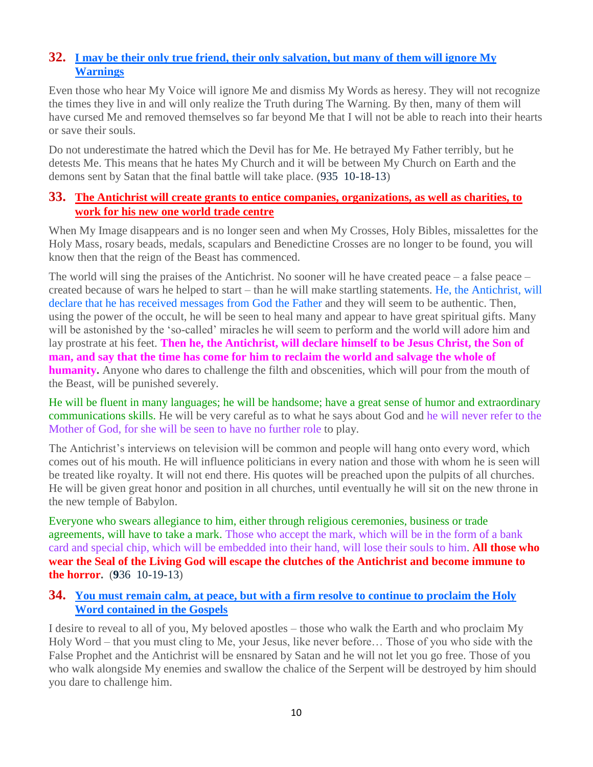## 32. [I may be their only true friend, their only salvation, but many of them will ignore My Warnings]

Even those who hear My Voice will ignore Me and dismiss My Words as heresy. They will not recognize the times they live in and will only realize the Truth during The Warning. By then, many of them will have cursed Me and removed themselves so far beyond Me that I will not be able to reach into their hearts or save their souls.

Do not underestimate the hatred which the Devil has for Me. He betrayed My Father terribly, but he detests Me. This means that he hates My Church and it will be between My Church on Earth and the demons sent by Satan that the final battle will take place. (935 10-18-13)

## 33. [The Antichrist will create grants to entice companies, organizations, as well as charities, to work for his new one world trade centre]

When My Image disappears and is no longer seen and when My Crosses, Holy Bibles, missalettes for the Holy Mass, rosary beads, medals, scapulars and Benedictine Crosses are no longer to be found, you will know then that the reign of the Beast has commenced.

The world will sing the praises of the Antichrist. No sooner will he have created peace – a false peace – created because of wars he helped to start – than he will make startling statements. He, the Antichrist, will declare that he has received messages from God the Father and they will seem to be authentic. Then, using the power of the occult, he will be seen to heal many and appear to have great spiritual gifts. Many will be astonished by the 'so-called' miracles he will seem to perform and the world will adore him and lay prostrate at his feet. **Then he, the Antichrist, will declare himself to be Jesus Christ, the Son of man, and say that the time has come for him to reclaim the world and salvage the whole of humanity.** Anyone who dares to challenge the filth and obscenities, which will pour from the mouth of the Beast, will be punished severely.

He will be fluent in many languages; he will be handsome; have a great sense of humor and extraordinary communications skills. He will be very careful as to what he says about God and he will never refer to the Mother of God, for she will be seen to have no further role to play.

The Antichrist's interviews on television will be common and people will hang onto every word, which comes out of his mouth. He will influence politicians in every nation and those with whom he is seen will be treated like royalty. It will not end there. His quotes will be preached upon the pulpits of all churches. He will be given great honor and position in all churches, until eventually he will sit on the new throne in the new temple of Babylon.

Everyone who swears allegiance to him, either through religious ceremonies, business or trade agreements, will have to take a mark. Those who accept the mark, which will be in the form of a bank card and special chip, which will be embedded into their hand, will lose their souls to him. **All those who wear the Seal of the Living God will escape the clutches of the Antichrist and become immune to the horror.** (**9**36 10-19-13)

## 34. [You must remain calm, at peace, but with a firm resolve to continue to proclaim the Holy Word contained in the Gospels]

I desire to reveal to all of you, My beloved apostles – those who walk the Earth and who proclaim My Holy Word – that you must cling to Me, your Jesus, like never before… Those of you who side with the False Prophet and the Antichrist will be ensnared by Satan and he will not let you go free. Those of you who walk alongside My enemies and swallow the chalice of the Serpent will be destroyed by him should you dare to challenge him.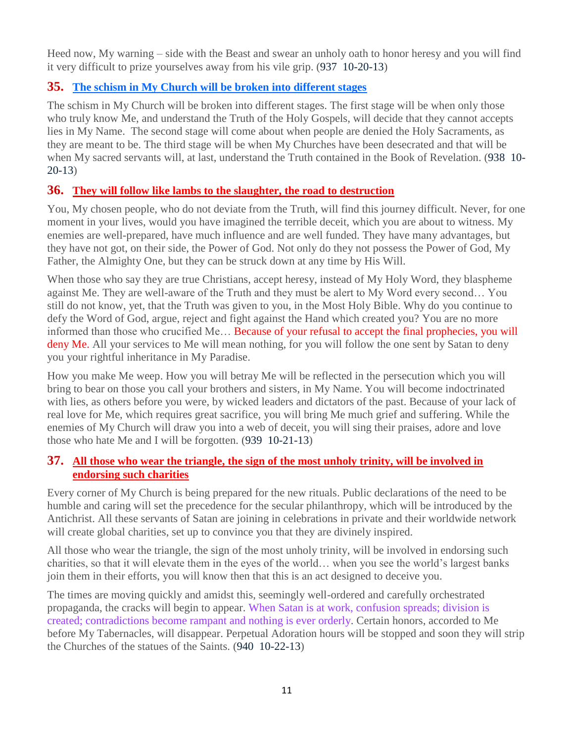Heed now, My warning – side with the Beast and swear an unholy oath to honor heresy and you will find it very difficult to prize yourselves away from his vile grip. (937 10-20-13)

## 35. The schism in My Church will be broken into different stages

The schism in My Church will be broken into different stages. The first stage will be when only those who truly know Me, and understand the Truth of the Holy Gospels, will decide that they cannot accepts lies in My Name. The second stage will come about when people are denied the Holy Sacraments, as they are meant to be. The third stage will be when My Churches have been desecrated and that will be when My sacred servants will, at last, understand the Truth contained in the Book of Revelation. (938 10-20-13)

## 36. They will follow like lambs to the slaughter, the road to destruction

You, My chosen people, who do not deviate from the Truth, will find this journey difficult. Never, for one moment in your lives, would you have imagined the terrible deceit, which you are about to witness. My enemies are well-prepared, have much influence and are well funded. They have many advantages, but they have not got, on their side, the Power of God. Not only do they not possess the Power of God, My Father, the Almighty One, but they can be struck down at any time by His Will.

When those who say they are true Christians, accept heresy, instead of My Holy Word, they blaspheme against Me. They are well-aware of the Truth and they must be alert to My Word every second… You still do not know, yet, that the Truth was given to you, in the Most Holy Bible. Why do you continue to defy the Word of God, argue, reject and fight against the Hand which created you? You are no more informed than those who crucified Me… Because of your refusal to accept the final prophecies, you will deny Me. All your services to Me will mean nothing, for you will follow the one sent by Satan to deny you your rightful inheritance in My Paradise.

How you make Me weep. How you will betray Me will be reflected in the persecution which you will bring to bear on those you call your brothers and sisters, in My Name. You will become indoctrinated with lies, as others before you were, by wicked leaders and dictators of the past. Because of your lack of real love for Me, which requires great sacrifice, you will bring Me much grief and suffering. While the enemies of My Church will draw you into a web of deceit, you will sing their praises, adore and love those who hate Me and I will be forgotten. (939 10-21-13)

## 37. All those who wear the triangle, the sign of the most unholy trinity, will be involved in endorsing such charities

Every corner of My Church is being prepared for the new rituals. Public declarations of the need to be humble and caring will set the precedence for the secular philanthropy, which will be introduced by the Antichrist. All these servants of Satan are joining in celebrations in private and their worldwide network will create global charities, set up to convince you that they are divinely inspired.

All those who wear the triangle, the sign of the most unholy trinity, will be involved in endorsing such charities, so that it will elevate them in the eyes of the world… when you see the world's largest banks join them in their efforts, you will know then that this is an act designed to deceive you.

The times are moving quickly and amidst this, seemingly well-ordered and carefully orchestrated propaganda, the cracks will begin to appear. When Satan is at work, confusion spreads; division is created; contradictions become rampant and nothing is ever orderly. Certain honors, accorded to Me before My Tabernacles, will disappear. Perpetual Adoration hours will be stopped and soon they will strip the Churches of the statues of the Saints. (940 10-22-13)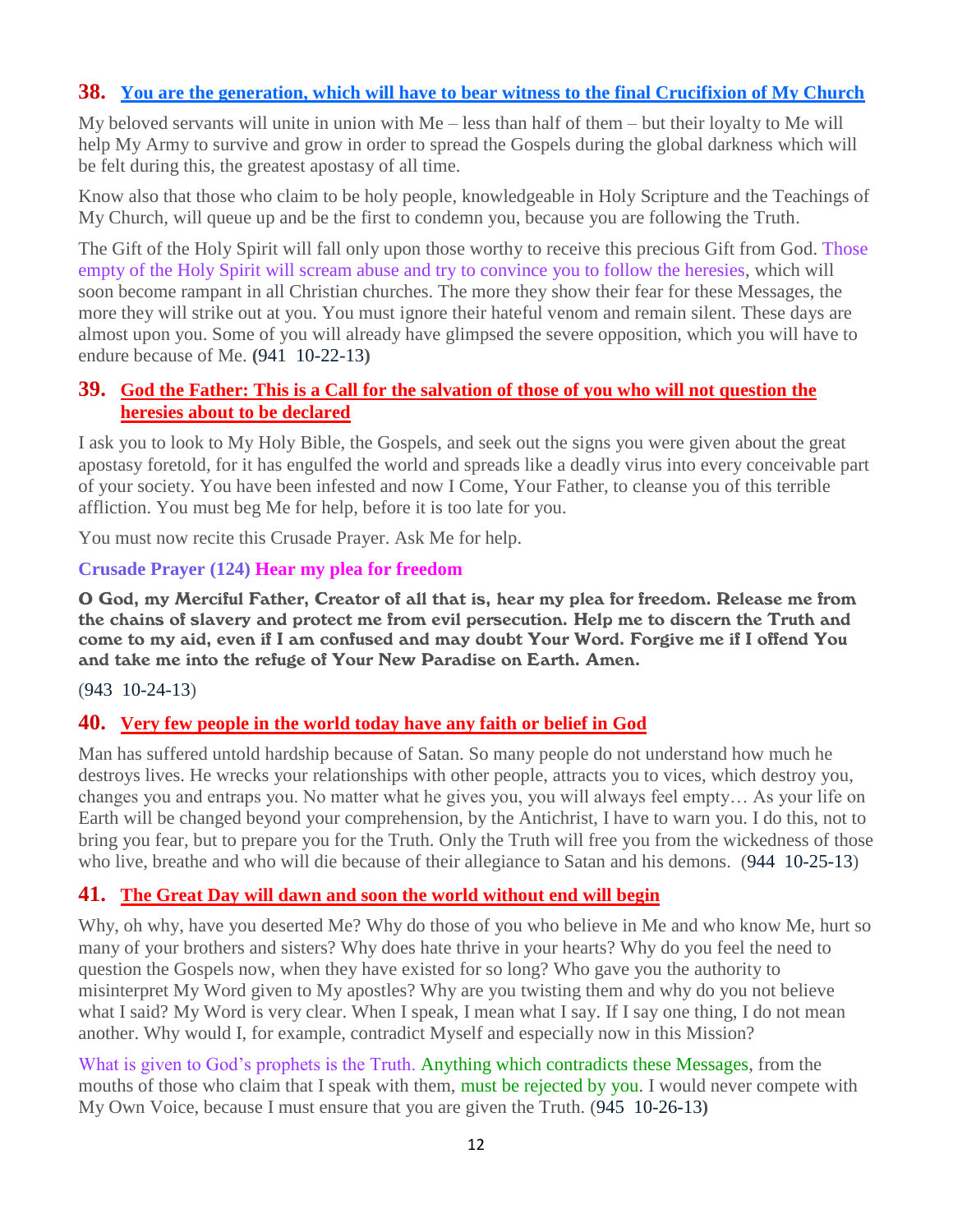## 38. [You are the generation, which will have to bear witness to the final Crucifixion of My Church]

My beloved servants will unite in union with Me – less than half of them – but their loyalty to Me will help My Army to survive and grow in order to spread the Gospels during the global darkness which will be felt during this, the greatest apostasy of all time.

Know also that those who claim to be holy people, knowledgeable in Holy Scripture and the Teachings of My Church, will queue up and be the first to condemn you, because you are following the Truth.

The Gift of the Holy Spirit will fall only upon those worthy to receive this precious Gift from God. Those empty of the Holy Spirit will scream abuse and try to convince you to follow the heresies, which will soon become rampant in all Christian churches. The more they show their fear for these Messages, the more they will strike out at you. You must ignore their hateful venom and remain silent. These days are almost upon you. Some of you will already have glimpsed the severe opposition, which you will have to endure because of Me. (941 10-22-13)

## 39. God the Father: This is a Call for the salvation of those of you who will not question the heresies about to be declared

I ask you to look to My Holy Bible, the Gospels, and seek out the signs you were given about the great apostasy foretold, for it has engulfed the world and spreads like a deadly virus into every conceivable part of your society. You have been infested and now I Come, Your Father, to cleanse you of this terrible affliction. You must beg Me for help, before it is too late for you.

You must now recite this Crusade Prayer. Ask Me for help.

**Crusade Prayer (124) Hear my plea for freedom**

**O God, my Merciful Father, Creator of all that is, hear my plea for freedom. Release me from the chains of slavery and protect me from evil persecution. Help me to discern the Truth and come to my aid, even if I am confused and may doubt Your Word. Forgive me if I offend You and take me into the refuge of Your New Paradise on Earth. Amen.**

(943 10-24-13)

## 40. Very few people in the world today have any faith or belief in God

Man has suffered untold hardship because of Satan. So many people do not understand how much he destroys lives. He wrecks your relationships with other people, attracts you to vices, which destroy you, changes you and entraps you. No matter what he gives you, you will always feel empty… As your life on Earth will be changed beyond your comprehension, by the Antichrist, I have to warn you. I do this, not to bring you fear, but to prepare you for the Truth. Only the Truth will free you from the wickedness of those who live, breathe and who will die because of their allegiance to Satan and his demons. (944 10-25-13)

## 41. The Great Day will dawn and soon the world without end will begin

Why, oh why, have you deserted Me? Why do those of you who believe in Me and who know Me, hurt so many of your brothers and sisters? Why does hate thrive in your hearts? Why do you feel the need to question the Gospels now, when they have existed for so long? Who gave you the authority to misinterpret My Word given to My apostles? Why are you twisting them and why do you not believe what I said? My Word is very clear. When I speak, I mean what I say. If I say one thing, I do not mean another. Why would I, for example, contradict Myself and especially now in this Mission?

What is given to God's prophets is the Truth. Anything which contradicts these Messages, from the mouths of those who claim that I speak with them, must be rejected by you. I would never compete with My Own Voice, because I must ensure that you are given the Truth. (945 10-26-13)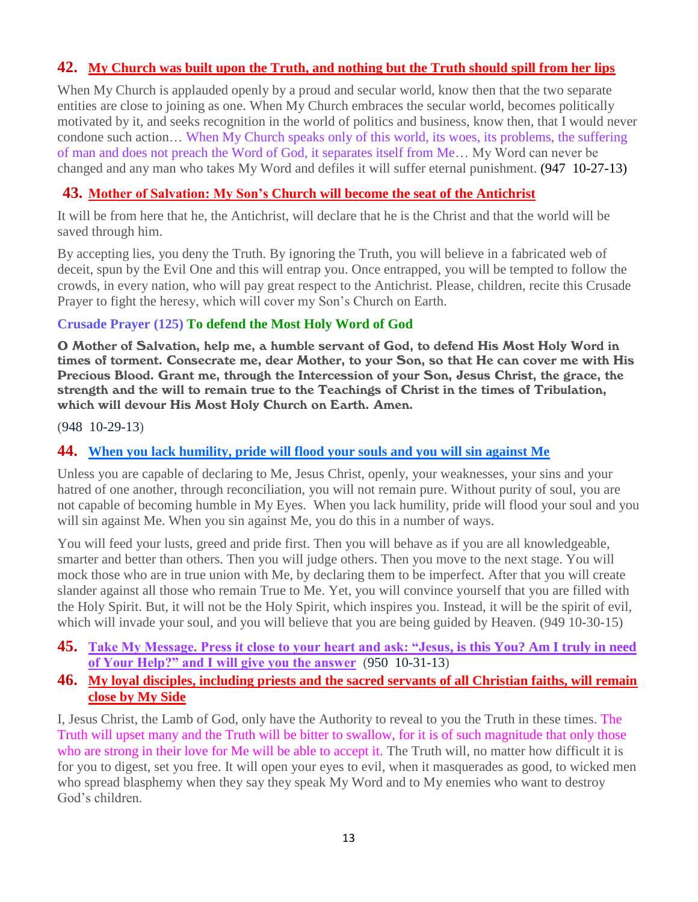## 42. My Church was built upon the Truth, and nothing but the Truth should spill from her lips

When My Church is applauded openly by a proud and secular world, know then that the two separate entities are close to joining as one. When My Church embraces the secular world, becomes politically motivated by it, and seeks recognition in the world of politics and business, know then, that I would never condone such action… When My Church speaks only of this world, its woes, its problems, the suffering of man and does not preach the Word of God, it separates itself from Me… My Word can never be changed and any man who takes My Word and defiles it will suffer eternal punishment. (947 10-27-13)

## 43. Mother of Salvation: My Son's Church will become the seat of the Antichrist

It will be from here that he, the Antichrist, will declare that he is the Christ and that the world will be saved through him.

By accepting lies, you deny the Truth. By ignoring the Truth, you will believe in a fabricated web of deceit, spun by the Evil One and this will entrap you. Once entrapped, you will be tempted to follow the crowds, in every nation, who will pay great respect to the Antichrist. Please, children, recite this Crusade Prayer to fight the heresy, which will cover my Son's Church on Earth.

**Crusade Prayer (125) To defend the Most Holy Word of God**

**O Mother of Salvation, help me, a humble servant of God, to defend His Most Holy Word in times of torment. Consecrate me, dear Mother, to your Son, so that He can cover me with His Precious Blood. Grant me, through the Intercession of your Son, Jesus Christ, the grace, the strength and the will to remain true to the Teachings of Christ in the times of Tribulation, which will devour His Most Holy Church on Earth. Amen.**

(948 10-29-13)

## 44. When you lack humility, pride will flood your souls and you will sin against Me

Unless you are capable of declaring to Me, Jesus Christ, openly, your weaknesses, your sins and your hatred of one another, through reconciliation, you will not remain pure. Without purity of soul, you are not capable of becoming humble in My Eyes. When you lack humility, pride will flood your soul and you will sin against Me. When you sin against Me, you do this in a number of ways.

You will feed your lusts, greed and pride first. Then you will behave as if you are all knowledgeable, smarter and better than others. Then you will judge others. Then you move to the next stage. You will mock those who are in true union with Me, by declaring them to be imperfect. After that you will create slander against all those who remain True to Me. Yet, you will convince yourself that you are filled with the Holy Spirit. But, it will not be the Holy Spirit, which inspires you. Instead, it will be the spirit of evil, which will invade your soul, and you will believe that you are being guided by Heaven. (949 10-30-15)

## 45. Take My Message. Press it close to your heart and ask: "Jesus, is this You? Am I truly in need of Your Help?" and I will give you the answer (950 10-31-13)

## 46. My loyal disciples, including priests and the sacred servants of all Christian faiths, will remain close by My Side

I, Jesus Christ, the Lamb of God, only have the Authority to reveal to you the Truth in these times. The Truth will upset many and the Truth will be bitter to swallow, for it is of such magnitude that only those who are strong in their love for Me will be able to accept it. The Truth will, no matter how difficult it is for you to digest, set you free. It will open your eyes to evil, when it masquerades as good, to wicked men who spread blasphemy when they say they speak My Word and to My enemies who want to destroy God's children.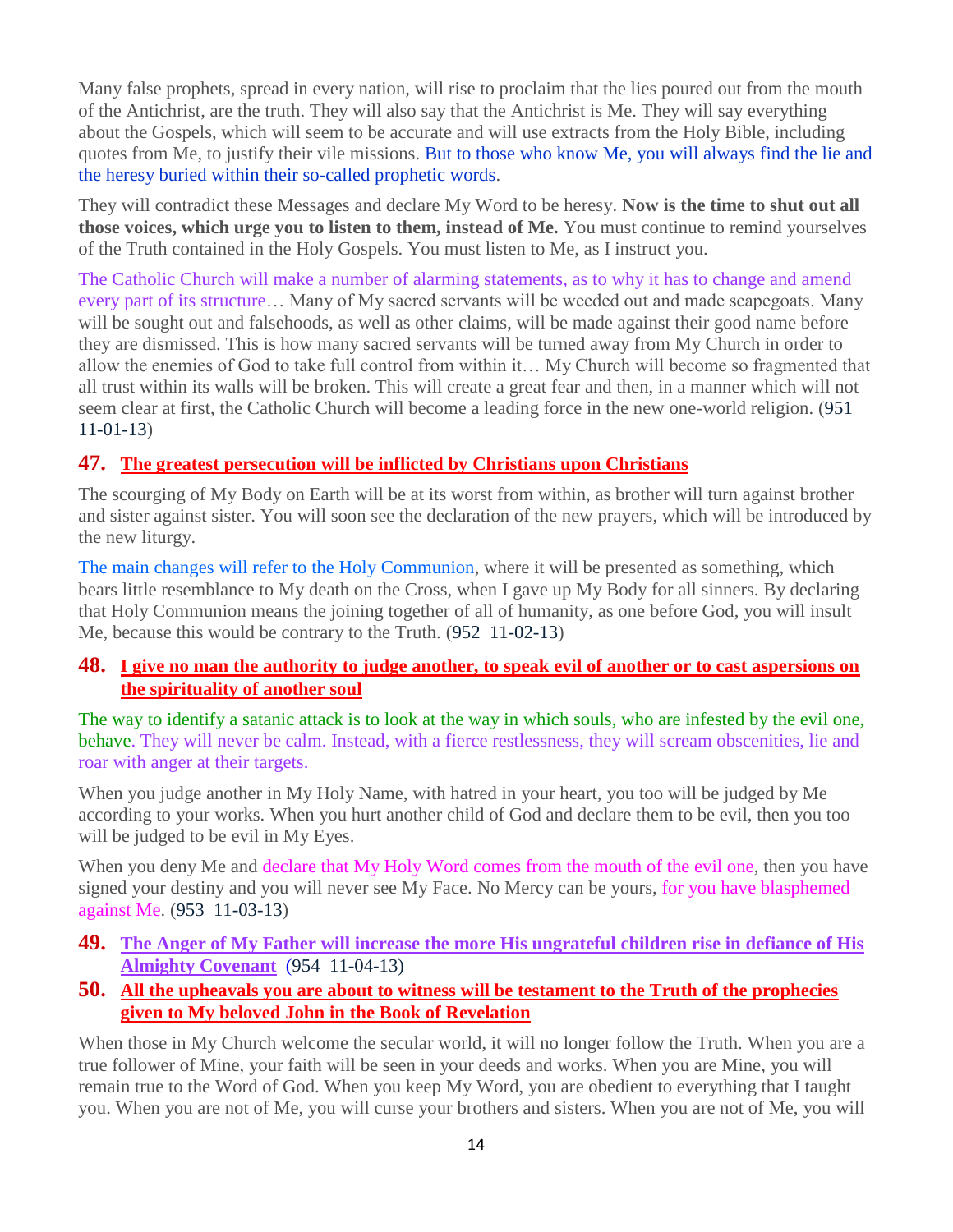Many false prophets, spread in every nation, will rise to proclaim that the lies poured out from the mouth of the Antichrist, are the truth. They will also say that the Antichrist is Me. They will say everything about the Gospels, which will seem to be accurate and will use extracts from the Holy Bible, including quotes from Me, to justify their vile missions. But to those who know Me, you will always find the lie and the heresy buried within their so-called prophetic words.

They will contradict these Messages and declare My Word to be heresy. **Now is the time to shut out all those voices, which urge you to listen to them, instead of Me.** You must continue to remind yourselves of the Truth contained in the Holy Gospels. You must listen to Me, as I instruct you.

The Catholic Church will make a number of alarming statements, as to why it has to change and amend every part of its structure… Many of My sacred servants will be weeded out and made scapegoats. Many will be sought out and falsehoods, as well as other claims, will be made against their good name before they are dismissed. This is how many sacred servants will be turned away from My Church in order to allow the enemies of God to take full control from within it… My Church will become so fragmented that all trust within its walls will be broken. This will create a great fear and then, in a manner which will not seem clear at first, the Catholic Church will become a leading force in the new one-world religion. (951 11-01-13)

## 47. The greatest persecution will be inflicted by Christians upon Christians

The scourging of My Body on Earth will be at its worst from within, as brother will turn against brother and sister against sister. You will soon see the declaration of the new prayers, which will be introduced by the new liturgy.

The main changes will refer to the Holy Communion, where it will be presented as something, which bears little resemblance to My death on the Cross, when I gave up My Body for all sinners. By declaring that Holy Communion means the joining together of all of humanity, as one before God, you will insult Me, because this would be contrary to the Truth. (952 11-02-13)

## 48. I give no man the authority to judge another, to speak evil of another or to cast aspersions on the spirituality of another soul

The way to identify a satanic attack is to look at the way in which souls, who are infested by the evil one, behave. They will never be calm. Instead, with a fierce restlessness, they will scream obscenities, lie and roar with anger at their targets.

When you judge another in My Holy Name, with hatred in your heart, you too will be judged by Me according to your works. When you hurt another child of God and declare them to be evil, then you too will be judged to be evil in My Eyes.

When you deny Me and declare that My Holy Word comes from the mouth of the evil one, then you have signed your destiny and you will never see My Face. No Mercy can be yours, for you have blasphemed against Me. (953 11-03-13)

## 49. The Anger of My Father will increase the more His ungrateful children rise in defiance of His Almighty Covenant (954 11-04-13)

## 50. All the upheavals you are about to witness will be testament to the Truth of the prophecies given to My beloved John in the Book of Revelation

When those in My Church welcome the secular world, it will no longer follow the Truth. When you are a true follower of Mine, your faith will be seen in your deeds and works. When you are Mine, you will remain true to the Word of God. When you keep My Word, you are obedient to everything that I taught you. When you are not of Me, you will curse your brothers and sisters. When you are not of Me, you will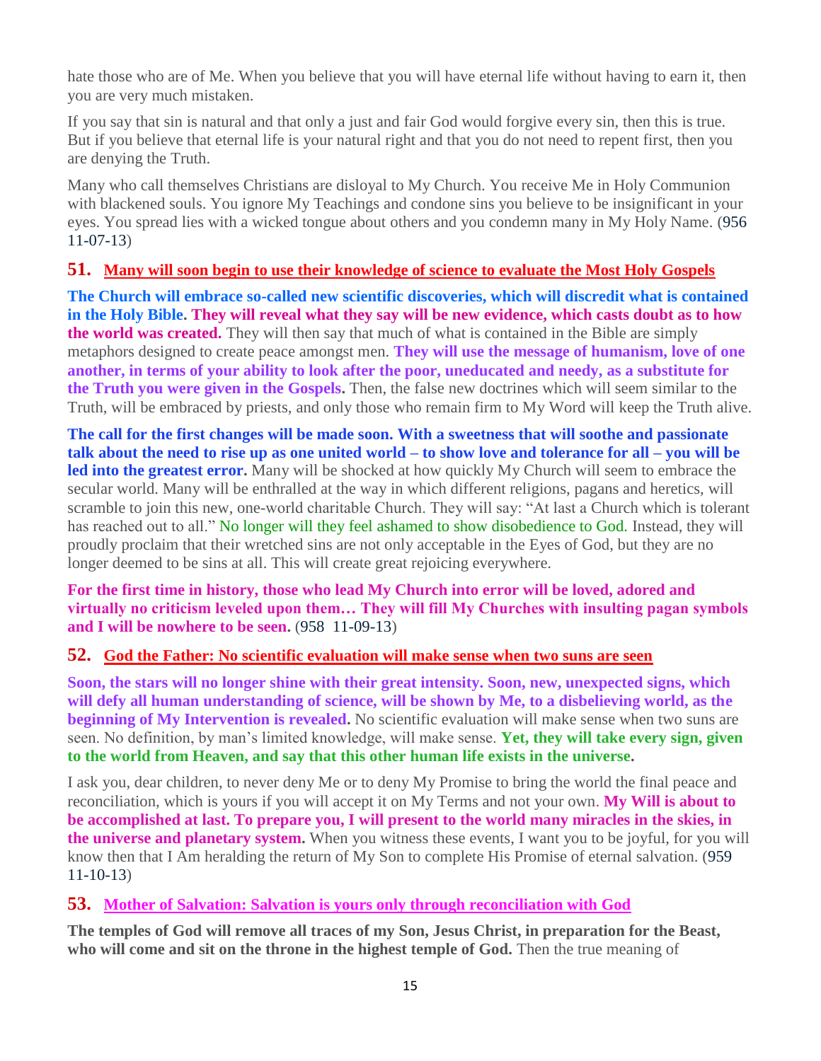hate those who are of Me. When you believe that you will have eternal life without having to earn it, then you are very much mistaken.

If you say that sin is natural and that only a just and fair God would forgive every sin, then this is true. But if you believe that eternal life is your natural right and that you do not need to repent first, then you are denying the Truth.

Many who call themselves Christians are disloyal to My Church. You receive Me in Holy Communion with blackened souls. You ignore My Teachings and condone sins you believe to be insignificant in your eyes. You spread lies with a wicked tongue about others and you condemn many in My Holy Name. (956 11-07-13)

## 51. Many will soon begin to use their knowledge of science to evaluate the Most Holy Gospels

**The Church will embrace so-called new scientific discoveries, which will discredit what is contained in the Holy Bible. They will reveal what they say will be new evidence, which casts doubt as to how the world was created.** They will then say that much of what is contained in the Bible are simply metaphors designed to create peace amongst men. **They will use the message of humanism, love of one another, in terms of your ability to look after the poor, uneducated and needy, as a substitute for the Truth you were given in the Gospels.** Then, the false new doctrines which will seem similar to the Truth, will be embraced by priests, and only those who remain firm to My Word will keep the Truth alive.

**The call for the first changes will be made soon. With a sweetness that will soothe and passionate talk about the need to rise up as one united world – to show love and tolerance for all – you will be led into the greatest error.** Many will be shocked at how quickly My Church will seem to embrace the secular world. Many will be enthralled at the way in which different religions, pagans and heretics, will scramble to join this new, one-world charitable Church. They will say: "At last a Church which is tolerant has reached out to all." No longer will they feel ashamed to show disobedience to God. Instead, they will proudly proclaim that their wretched sins are not only acceptable in the Eyes of God, but they are no longer deemed to be sins at all. This will create great rejoicing everywhere.

**For the first time in history, those who lead My Church into error will be loved, adored and virtually no criticism leveled upon them… They will fill My Churches with insulting pagan symbols and I will be nowhere to be seen.** (958 11-09-13)

## 52. God the Father: No scientific evaluation will make sense when two suns are seen

**Soon, the stars will no longer shine with their great intensity. Soon, new, unexpected signs, which will defy all human understanding of science, will be shown by Me, to a disbelieving world, as the beginning of My Intervention is revealed.** No scientific evaluation will make sense when two suns are seen. No definition, by man's limited knowledge, will make sense. **Yet, they will take every sign, given to the world from Heaven, and say that this other human life exists in the universe.**

I ask you, dear children, to never deny Me or to deny My Promise to bring the world the final peace and reconciliation, which is yours if you will accept it on My Terms and not your own. **My Will is about to be accomplished at last. To prepare you, I will present to the world many miracles in the skies, in the universe and planetary system.** When you witness these events, I want you to be joyful, for you will know then that I Am heralding the return of My Son to complete His Promise of eternal salvation. (959 11-10-13)

## 53. Mother of Salvation: Salvation is yours only through reconciliation with God

**The temples of God will remove all traces of my Son, Jesus Christ, in preparation for the Beast, who will come and sit on the throne in the highest temple of God.** Then the true meaning of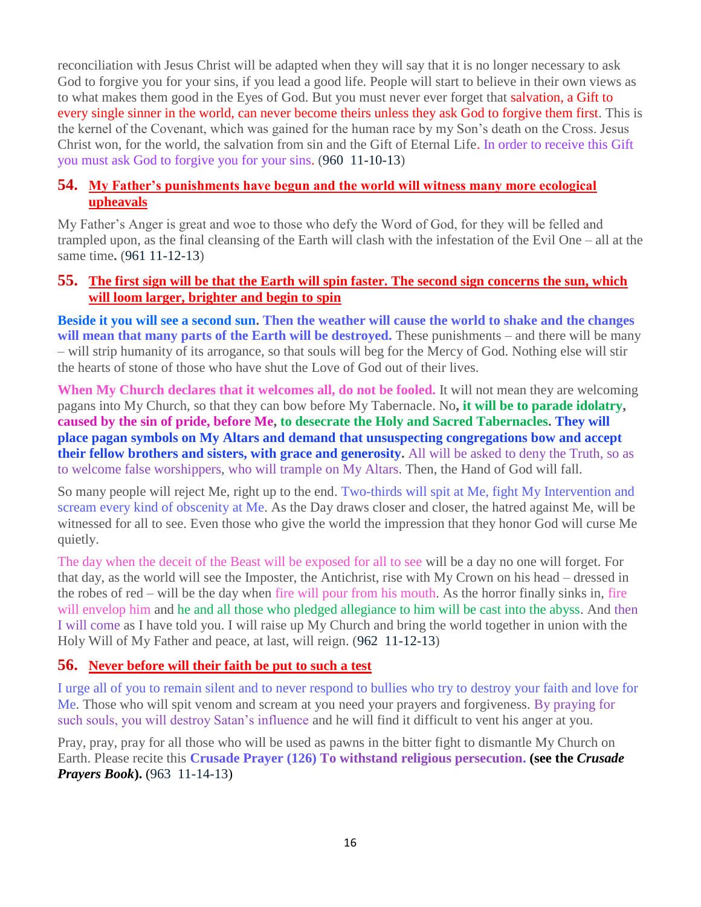reconciliation with Jesus Christ will be adapted when they will say that it is no longer necessary to ask God to forgive you for your sins, if you lead a good life. People will start to believe in their own views as to what makes them good in the Eyes of God. But you must never ever forget that salvation, a Gift to every single sinner in the world, can never become theirs unless they ask God to forgive them first. This is the kernel of the Covenant, which was gained for the human race by my Son's death on the Cross. Jesus Christ won, for the world, the salvation from sin and the Gift of Eternal Life. In order to receive this Gift you must ask God to forgive you for your sins. (960 11-10-13)

## 54. My Father's punishments have begun and the world will witness many more ecological upheavals

My Father's Anger is great and woe to those who defy the Word of God, for they will be felled and trampled upon, as the final cleansing of the Earth will clash with the infestation of the Evil One – all at the same time**.** (961 11-12-13)

## 55. The first sign will be that the Earth will spin faster. The second sign concerns the sun, which will loom larger, brighter and begin to spin

**Beside it you will see a second sun. Then the weather will cause the world to shake and the changes will mean that many parts of the Earth will be destroyed.** These punishments – and there will be many – will strip humanity of its arrogance, so that souls will beg for the Mercy of God. Nothing else will stir the hearts of stone of those who have shut the Love of God out of their lives.

**When My Church declares that it welcomes all, do not be fooled.** It will not mean they are welcoming pagans into My Church, so that they can bow before My Tabernacle. No**, it will be to parade idolatry, caused by the sin of pride, before Me, to desecrate the Holy and Sacred Tabernacles. They will place pagan symbols on My Altars and demand that unsuspecting congregations bow and accept their fellow brothers and sisters, with grace and generosity.** All will be asked to deny the Truth, so as to welcome false worshippers, who will trample on My Altars. Then, the Hand of God will fall.

So many people will reject Me, right up to the end. Two-thirds will spit at Me, fight My Intervention and scream every kind of obscenity at Me. As the Day draws closer and closer, the hatred against Me, will be witnessed for all to see. Even those who give the world the impression that they honor God will curse Me quietly.

The day when the deceit of the Beast will be exposed for all to see will be a day no one will forget. For that day, as the world will see the Imposter, the Antichrist, rise with My Crown on his head – dressed in the robes of red – will be the day when fire will pour from his mouth. As the horror finally sinks in, fire will envelop him and he and all those who pledged allegiance to him will be cast into the abyss. And then I will come as I have told you. I will raise up My Church and bring the world together in union with the Holy Will of My Father and peace, at last, will reign. (962 11-12-13)

## 56. Never before will their faith be put to such a test

I urge all of you to remain silent and to never respond to bullies who try to destroy your faith and love for Me. Those who will spit venom and scream at you need your prayers and forgiveness. By praying for such souls, you will destroy Satan's influence and he will find it difficult to vent his anger at you.

Pray, pray, pray for all those who will be used as pawns in the bitter fight to dismantle My Church on Earth. Please recite this **Crusade Prayer (126) To withstand religious persecution. (see the *Crusade Prayers Book*).** (963 11-14-13)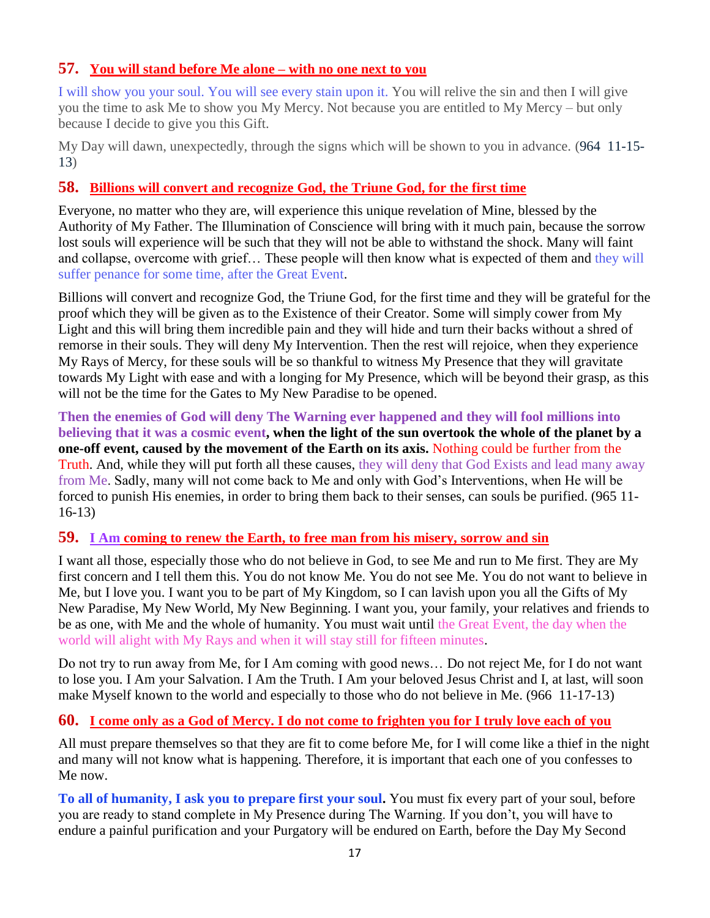## 57. You will stand before Me alone – with no one next to you

I will show you your soul. You will see every stain upon it. You will relive the sin and then I will give you the time to ask Me to show you My Mercy. Not because you are entitled to My Mercy – but only because I decide to give you this Gift.

My Day will dawn, unexpectedly, through the signs which will be shown to you in advance. (964 11-15-13)

## 58. Billions will convert and recognize God, the Triune God, for the first time

Everyone, no matter who they are, will experience this unique revelation of Mine, blessed by the Authority of My Father. The Illumination of Conscience will bring with it much pain, because the sorrow lost souls will experience will be such that they will not be able to withstand the shock. Many will faint and collapse, overcome with grief… These people will then know what is expected of them and they will suffer penance for some time, after the Great Event.

Billions will convert and recognize God, the Triune God, for the first time and they will be grateful for the proof which they will be given as to the Existence of their Creator. Some will simply cower from My Light and this will bring them incredible pain and they will hide and turn their backs without a shred of remorse in their souls. They will deny My Intervention. Then the rest will rejoice, when they experience My Rays of Mercy, for these souls will be so thankful to witness My Presence that they will gravitate towards My Light with ease and with a longing for My Presence, which will be beyond their grasp, as this will not be the time for the Gates to My New Paradise to be opened.

**Then the enemies of God will deny The Warning ever happened and they will fool millions into believing that it was a cosmic event, when the light of the sun overtook the whole of the planet by a one-off event, caused by the movement of the Earth on its axis.** Nothing could be further from the Truth. And, while they will put forth all these causes, they will deny that God Exists and lead many away from Me. Sadly, many will not come back to Me and only with God's Interventions, when He will be forced to punish His enemies, in order to bring them back to their senses, can souls be purified. (965 11-16-13)

## 59. I Am coming to renew the Earth, to free man from his misery, sorrow and sin

I want all those, especially those who do not believe in God, to see Me and run to Me first. They are My first concern and I tell them this. You do not know Me. You do not see Me. You do not want to believe in Me, but I love you. I want you to be part of My Kingdom, so I can lavish upon you all the Gifts of My New Paradise, My New World, My New Beginning. I want you, your family, your relatives and friends to be as one, with Me and the whole of humanity. You must wait until the Great Event, the day when the world will alight with My Rays and when it will stay still for fifteen minutes.

Do not try to run away from Me, for I Am coming with good news… Do not reject Me, for I do not want to lose you. I Am your Salvation. I Am the Truth. I Am your beloved Jesus Christ and I, at last, will soon make Myself known to the world and especially to those who do not believe in Me. (966 11-17-13)

## 60. I come only as a God of Mercy. I do not come to frighten you for I truly love each of you

All must prepare themselves so that they are fit to come before Me, for I will come like a thief in the night and many will not know what is happening. Therefore, it is important that each one of you confesses to Me now.

**To all of humanity, I ask you to prepare first your soul.** You must fix every part of your soul, before you are ready to stand complete in My Presence during The Warning. If you don't, you will have to endure a painful purification and your Purgatory will be endured on Earth, before the Day My Second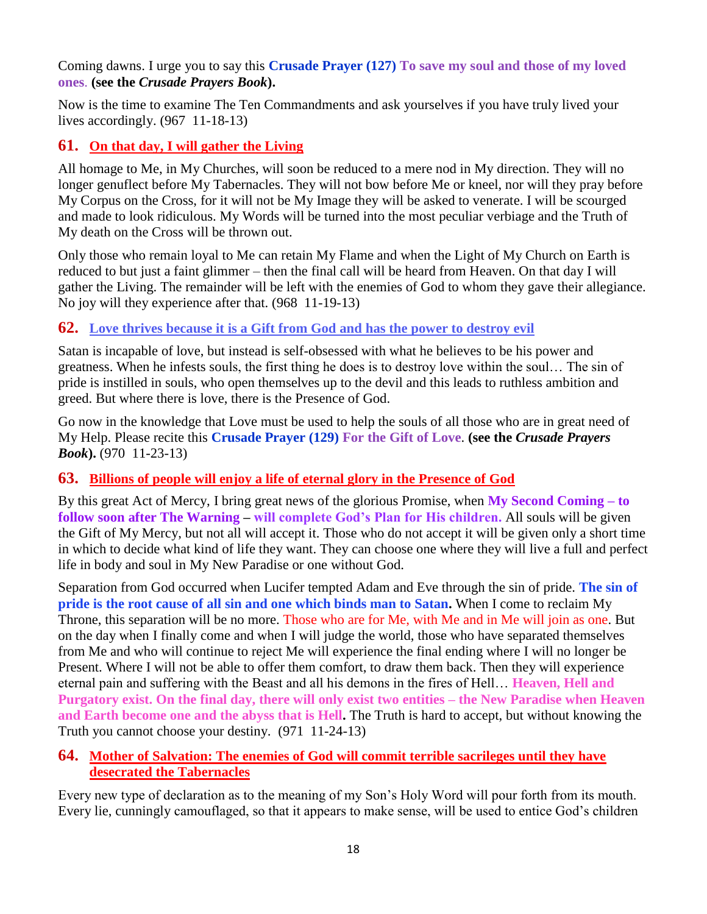Coming dawns. I urge you to say this **Crusade Prayer (127) To save my soul and those of my loved ones**. **(see the *Crusade Prayers Book*).**

Now is the time to examine The Ten Commandments and ask yourselves if you have truly lived your lives accordingly. (967 11-18-13)

## 61. On that day, I will gather the Living

All homage to Me, in My Churches, will soon be reduced to a mere nod in My direction. They will no longer genuflect before My Tabernacles. They will not bow before Me or kneel, nor will they pray before My Corpus on the Cross, for it will not be My Image they will be asked to venerate. I will be scourged and made to look ridiculous. My Words will be turned into the most peculiar verbiage and the Truth of My death on the Cross will be thrown out.

Only those who remain loyal to Me can retain My Flame and when the Light of My Church on Earth is reduced to but just a faint glimmer – then the final call will be heard from Heaven. On that day I will gather the Living. The remainder will be left with the enemies of God to whom they gave their allegiance. No joy will they experience after that. (968 11-19-13)

## 62. Love thrives because it is a Gift from God and has the power to destroy evil

Satan is incapable of love, but instead is self-obsessed with what he believes to be his power and greatness. When he infests souls, the first thing he does is to destroy love within the soul… The sin of pride is instilled in souls, who open themselves up to the devil and this leads to ruthless ambition and greed. But where there is love, there is the Presence of God.

Go now in the knowledge that Love must be used to help the souls of all those who are in great need of My Help. Please recite this **Crusade Prayer (129) For the Gift of Love**. **(see the *Crusade Prayers Book*).** (970 11-23-13)

## 63. Billions of people will enjoy a life of eternal glory in the Presence of God

By this great Act of Mercy, I bring great news of the glorious Promise, when **My Second Coming – to follow soon after The Warning – will complete God's Plan for His children.** All souls will be given the Gift of My Mercy, but not all will accept it. Those who do not accept it will be given only a short time in which to decide what kind of life they want. They can choose one where they will live a full and perfect life in body and soul in My New Paradise or one without God.

Separation from God occurred when Lucifer tempted Adam and Eve through the sin of pride. **The sin of pride is the root cause of all sin and one which binds man to Satan.** When I come to reclaim My Throne, this separation will be no more. Those who are for Me, with Me and in Me will join as one. But on the day when I finally come and when I will judge the world, those who have separated themselves from Me and who will continue to reject Me will experience the final ending where I will no longer be Present. Where I will not be able to offer them comfort, to draw them back. Then they will experience eternal pain and suffering with the Beast and all his demons in the fires of Hell… **Heaven, Hell and Purgatory exist. On the final day, there will only exist two entities – the New Paradise when Heaven and Earth become one and the abyss that is Hell.** The Truth is hard to accept, but without knowing the Truth you cannot choose your destiny. (971 11-24-13)

## 64. Mother of Salvation: The enemies of God will commit terrible sacrileges until they have desecrated the Tabernacles

Every new type of declaration as to the meaning of my Son's Holy Word will pour forth from its mouth. Every lie, cunningly camouflaged, so that it appears to make sense, will be used to entice God's children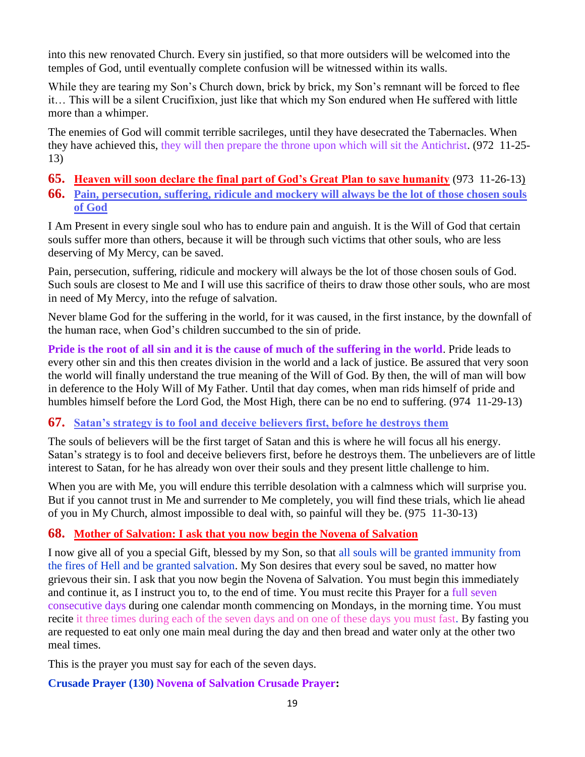into this new renovated Church. Every sin justified, so that more outsiders will be welcomed into the temples of God, until eventually complete confusion will be witnessed within its walls.

While they are tearing my Son's Church down, brick by brick, my Son's remnant will be forced to flee it… This will be a silent Crucifixion, just like that which my Son endured when He suffered with little more than a whimper.

The enemies of God will commit terrible sacrileges, until they have desecrated the Tabernacles. When they have achieved this, they will then prepare the throne upon which will sit the Antichrist. (972 11-25-13)

## 65. Heaven will soon declare the final part of God's Great Plan to save humanity (973 11-26-13)

## 66. Pain, persecution, suffering, ridicule and mockery will always be the lot of those chosen souls of God

I Am Present in every single soul who has to endure pain and anguish. It is the Will of God that certain souls suffer more than others, because it will be through such victims that other souls, who are less deserving of My Mercy, can be saved.

Pain, persecution, suffering, ridicule and mockery will always be the lot of those chosen souls of God. Such souls are closest to Me and I will use this sacrifice of theirs to draw those other souls, who are most in need of My Mercy, into the refuge of salvation.

Never blame God for the suffering in the world, for it was caused, in the first instance, by the downfall of the human race, when God's children succumbed to the sin of pride.

**Pride is the root of all sin and it is the cause of much of the suffering in the world**. Pride leads to every other sin and this then creates division in the world and a lack of justice. Be assured that very soon the world will finally understand the true meaning of the Will of God. By then, the will of man will bow in deference to the Holy Will of My Father. Until that day comes, when man rids himself of pride and humbles himself before the Lord God, the Most High, there can be no end to suffering. (974 11-29-13)

## 67. Satan's strategy is to fool and deceive believers first, before he destroys them

The souls of believers will be the first target of Satan and this is where he will focus all his energy. Satan's strategy is to fool and deceive believers first, before he destroys them. The unbelievers are of little interest to Satan, for he has already won over their souls and they present little challenge to him.

When you are with Me, you will endure this terrible desolation with a calmness which will surprise you. But if you cannot trust in Me and surrender to Me completely, you will find these trials, which lie ahead of you in My Church, almost impossible to deal with, so painful will they be. (975 11-30-13)

## 68. Mother of Salvation: I ask that you now begin the Novena of Salvation

I now give all of you a special Gift, blessed by my Son, so that all souls will be granted immunity from the fires of Hell and be granted salvation. My Son desires that every soul be saved, no matter how grievous their sin. I ask that you now begin the Novena of Salvation. You must begin this immediately and continue it, as I instruct you to, to the end of time. You must recite this Prayer for a full seven consecutive days during one calendar month commencing on Mondays, in the morning time. You must recite it three times during each of the seven days and on one of these days you must fast. By fasting you are requested to eat only one main meal during the day and then bread and water only at the other two meal times.

This is the prayer you must say for each of the seven days.

**Crusade Prayer (130) Novena of Salvation Crusade Prayer:**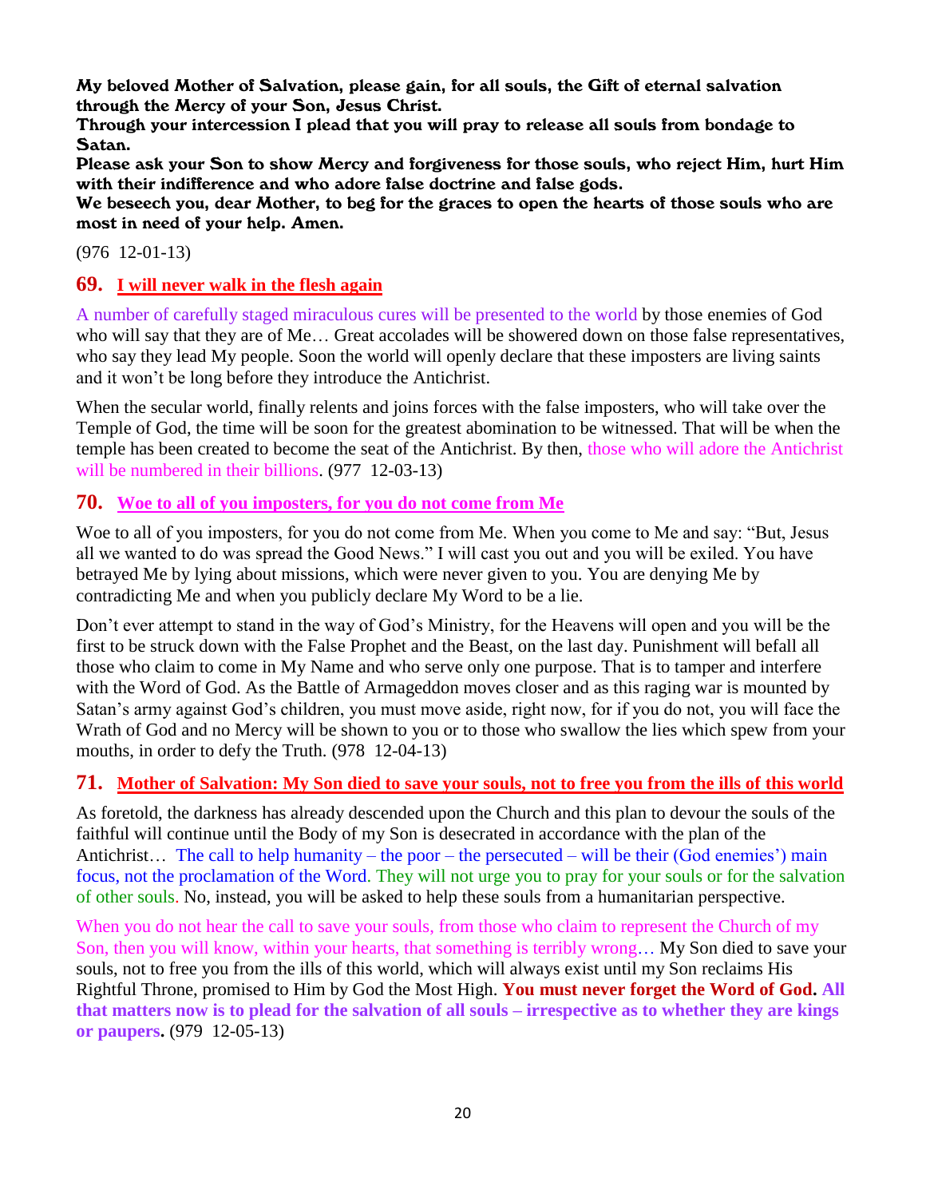**My beloved Mother of Salvation, please gain, for all souls, the Gift of eternal salvation through the Mercy of your Son, Jesus Christ.**
**Through your intercession I plead that you will pray to release all souls from bondage to Satan.**
**Please ask your Son to show Mercy and forgiveness for those souls, who reject Him, hurt Him with their indifference and who adore false doctrine and false gods.**
**We beseech you, dear Mother, to beg for the graces to open the hearts of those souls who are most in need of your help. Amen.**

(976 12-01-13)

## 69. I will never walk in the flesh again

A number of carefully staged miraculous cures will be presented to the world by those enemies of God who will say that they are of Me… Great accolades will be showered down on those false representatives, who say they lead My people. Soon the world will openly declare that these imposters are living saints and it won't be long before they introduce the Antichrist.

When the secular world, finally relents and joins forces with the false imposters, who will take over the Temple of God, the time will be soon for the greatest abomination to be witnessed. That will be when the temple has been created to become the seat of the Antichrist. By then, those who will adore the Antichrist will be numbered in their billions. (977 12-03-13)

## 70. Woe to all of you imposters, for you do not come from Me

Woe to all of you imposters, for you do not come from Me. When you come to Me and say: "But, Jesus all we wanted to do was spread the Good News." I will cast you out and you will be exiled. You have betrayed Me by lying about missions, which were never given to you. You are denying Me by contradicting Me and when you publicly declare My Word to be a lie.

Don't ever attempt to stand in the way of God's Ministry, for the Heavens will open and you will be the first to be struck down with the False Prophet and the Beast, on the last day. Punishment will befall all those who claim to come in My Name and who serve only one purpose. That is to tamper and interfere with the Word of God. As the Battle of Armageddon moves closer and as this raging war is mounted by Satan's army against God's children, you must move aside, right now, for if you do not, you will face the Wrath of God and no Mercy will be shown to you or to those who swallow the lies which spew from your mouths, in order to defy the Truth. (978 12-04-13)

## 71. Mother of Salvation: My Son died to save your souls, not to free you from the ills of this world

As foretold, the darkness has already descended upon the Church and this plan to devour the souls of the faithful will continue until the Body of my Son is desecrated in accordance with the plan of the Antichrist… The call to help humanity – the poor – the persecuted – will be their (God enemies') main focus, not the proclamation of the Word. They will not urge you to pray for your souls or for the salvation of other souls. No, instead, you will be asked to help these souls from a humanitarian perspective.

When you do not hear the call to save your souls, from those who claim to represent the Church of my Son, then you will know, within your hearts, that something is terribly wrong… My Son died to save your souls, not to free you from the ills of this world, which will always exist until my Son reclaims His Rightful Throne, promised to Him by God the Most High. **You must never forget the Word of God. All that matters now is to plead for the salvation of all souls – irrespective as to whether they are kings or paupers.** (979 12-05-13)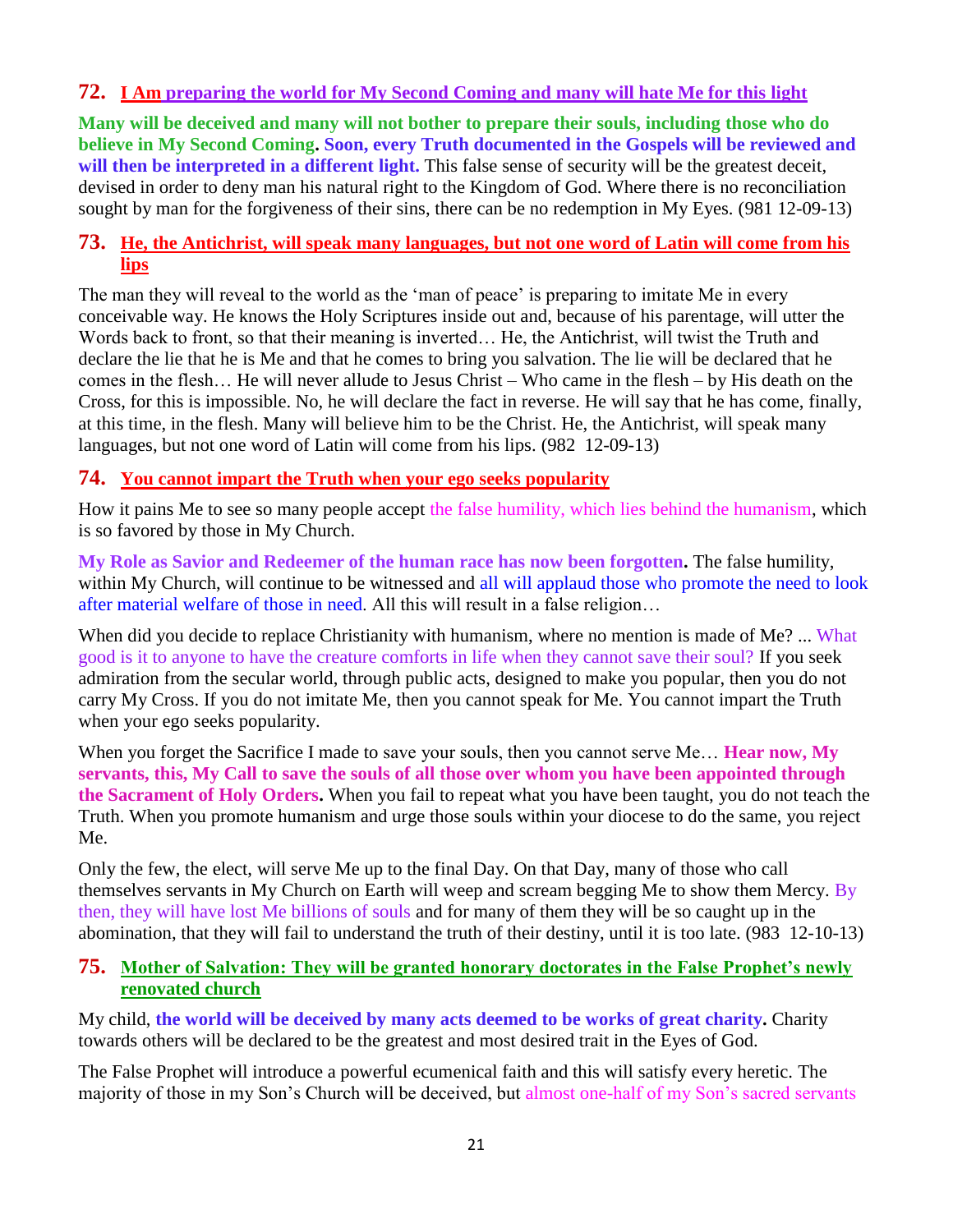## 72. I Am preparing the world for My Second Coming and many will hate Me for this light

**Many will be deceived and many will not bother to prepare their souls, including those who do believe in My Second Coming. Soon, every Truth documented in the Gospels will be reviewed and will then be interpreted in a different light.** This false sense of security will be the greatest deceit, devised in order to deny man his natural right to the Kingdom of God. Where there is no reconciliation sought by man for the forgiveness of their sins, there can be no redemption in My Eyes. (981 12-09-13)

## 73. He, the Antichrist, will speak many languages, but not one word of Latin will come from his lips

The man they will reveal to the world as the 'man of peace' is preparing to imitate Me in every conceivable way. He knows the Holy Scriptures inside out and, because of his parentage, will utter the Words back to front, so that their meaning is inverted… He, the Antichrist, will twist the Truth and declare the lie that he is Me and that he comes to bring you salvation. The lie will be declared that he comes in the flesh… He will never allude to Jesus Christ – Who came in the flesh – by His death on the Cross, for this is impossible. No, he will declare the fact in reverse. He will say that he has come, finally, at this time, in the flesh. Many will believe him to be the Christ. He, the Antichrist, will speak many languages, but not one word of Latin will come from his lips. (982 12-09-13)

## 74. You cannot impart the Truth when your ego seeks popularity

How it pains Me to see so many people accept the false humility, which lies behind the humanism, which is so favored by those in My Church.

**My Role as Savior and Redeemer of the human race has now been forgotten.** The false humility, within My Church, will continue to be witnessed and all will applaud those who promote the need to look after material welfare of those in need. All this will result in a false religion…

When did you decide to replace Christianity with humanism, where no mention is made of Me? ... What good is it to anyone to have the creature comforts in life when they cannot save their soul? If you seek admiration from the secular world, through public acts, designed to make you popular, then you do not carry My Cross. If you do not imitate Me, then you cannot speak for Me. You cannot impart the Truth when your ego seeks popularity.

When you forget the Sacrifice I made to save your souls, then you cannot serve Me… **Hear now, My servants, this, My Call to save the souls of all those over whom you have been appointed through the Sacrament of Holy Orders.** When you fail to repeat what you have been taught, you do not teach the Truth. When you promote humanism and urge those souls within your diocese to do the same, you reject Me.

Only the few, the elect, will serve Me up to the final Day. On that Day, many of those who call themselves servants in My Church on Earth will weep and scream begging Me to show them Mercy. By then, they will have lost Me billions of souls and for many of them they will be so caught up in the abomination, that they will fail to understand the truth of their destiny, until it is too late. (983 12-10-13)

## 75. Mother of Salvation: They will be granted honorary doctorates in the False Prophet's newly renovated church

My child, **the world will be deceived by many acts deemed to be works of great charity.** Charity towards others will be declared to be the greatest and most desired trait in the Eyes of God.

The False Prophet will introduce a powerful ecumenical faith and this will satisfy every heretic. The majority of those in my Son's Church will be deceived, but almost one-half of my Son's sacred servants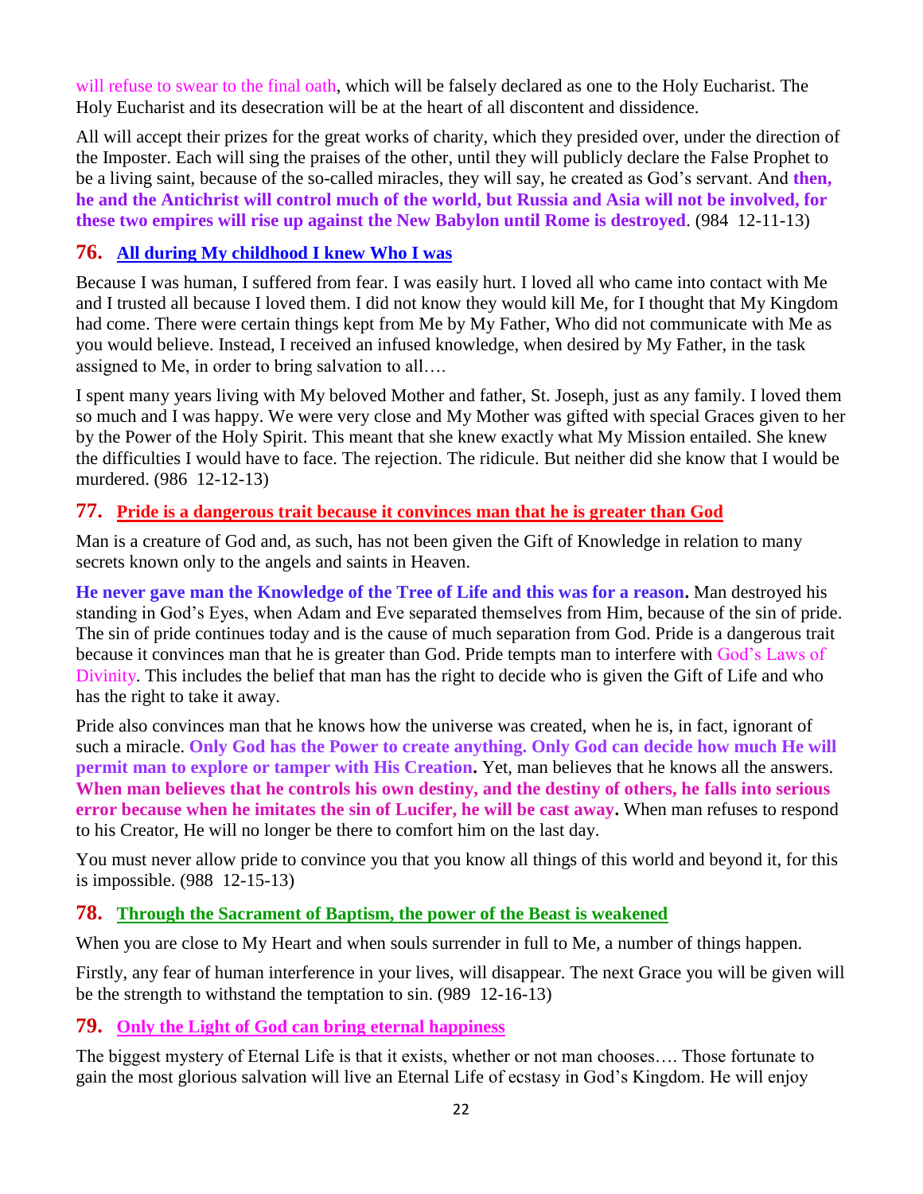will refuse to swear to the final oath, which will be falsely declared as one to the Holy Eucharist. The Holy Eucharist and its desecration will be at the heart of all discontent and dissidence.

All will accept their prizes for the great works of charity, which they presided over, under the direction of the Imposter. Each will sing the praises of the other, until they will publicly declare the False Prophet to be a living saint, because of the so-called miracles, they will say, he created as God's servant. And **then, he and the Antichrist will control much of the world, but Russia and Asia will not be involved, for these two empires will rise up against the New Babylon until Rome is destroyed**. (984 12-11-13)

## 76. All during My childhood I knew Who I was

Because I was human, I suffered from fear. I was easily hurt. I loved all who came into contact with Me and I trusted all because I loved them. I did not know they would kill Me, for I thought that My Kingdom had come. There were certain things kept from Me by My Father, Who did not communicate with Me as you would believe. Instead, I received an infused knowledge, when desired by My Father, in the task assigned to Me, in order to bring salvation to all….

I spent many years living with My beloved Mother and father, St. Joseph, just as any family. I loved them so much and I was happy. We were very close and My Mother was gifted with special Graces given to her by the Power of the Holy Spirit. This meant that she knew exactly what My Mission entailed. She knew the difficulties I would have to face. The rejection. The ridicule. But neither did she know that I would be murdered. (986 12-12-13)

## 77. Pride is a dangerous trait because it convinces man that he is greater than God

Man is a creature of God and, as such, has not been given the Gift of Knowledge in relation to many secrets known only to the angels and saints in Heaven.

**He never gave man the Knowledge of the Tree of Life and this was for a reason.** Man destroyed his standing in God's Eyes, when Adam and Eve separated themselves from Him, because of the sin of pride. The sin of pride continues today and is the cause of much separation from God. Pride is a dangerous trait because it convinces man that he is greater than God. Pride tempts man to interfere with God's Laws of Divinity. This includes the belief that man has the right to decide who is given the Gift of Life and who has the right to take it away.

Pride also convinces man that he knows how the universe was created, when he is, in fact, ignorant of such a miracle. **Only God has the Power to create anything. Only God can decide how much He will permit man to explore or tamper with His Creation.** Yet, man believes that he knows all the answers. **When man believes that he controls his own destiny, and the destiny of others, he falls into serious error because when he imitates the sin of Lucifer, he will be cast away.** When man refuses to respond to his Creator, He will no longer be there to comfort him on the last day.

You must never allow pride to convince you that you know all things of this world and beyond it, for this is impossible. (988 12-15-13)

## 78. Through the Sacrament of Baptism, the power of the Beast is weakened

When you are close to My Heart and when souls surrender in full to Me, a number of things happen.

Firstly, any fear of human interference in your lives, will disappear. The next Grace you will be given will be the strength to withstand the temptation to sin. (989 12-16-13)

## 79. Only the Light of God can bring eternal happiness

The biggest mystery of Eternal Life is that it exists, whether or not man chooses…. Those fortunate to gain the most glorious salvation will live an Eternal Life of ecstasy in God's Kingdom. He will enjoy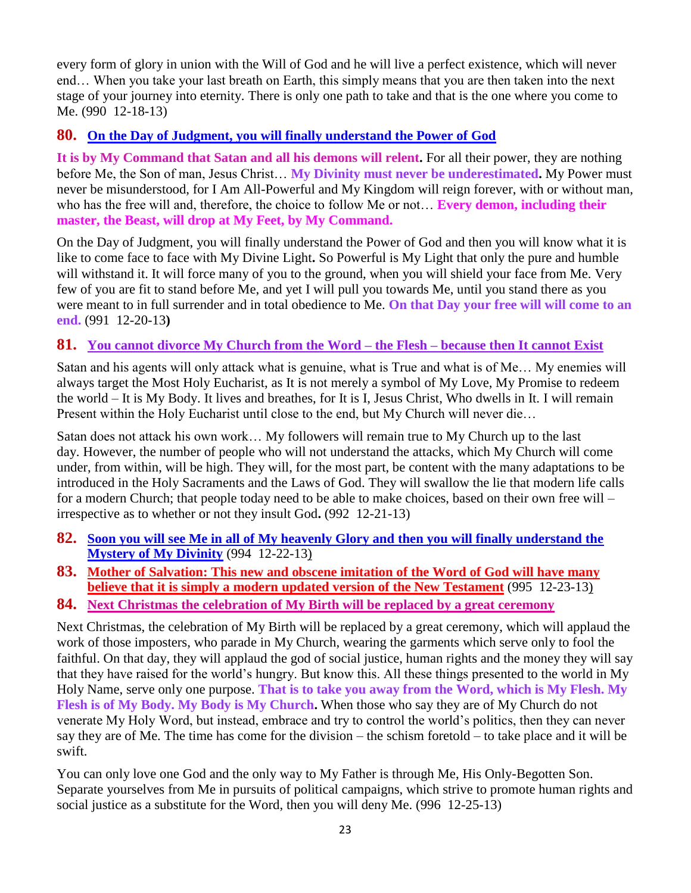every form of glory in union with the Will of God and he will live a perfect existence, which will never end… When you take your last breath on Earth, this simply means that you are then taken into the next stage of your journey into eternity. There is only one path to take and that is the one where you come to Me. (990 12-18-13)

## 80. On the Day of Judgment, you will finally understand the Power of God

**It is by My Command that Satan and all his demons will relent.** For all their power, they are nothing before Me, the Son of man, Jesus Christ… **My Divinity must never be underestimated.** My Power must never be misunderstood, for I Am All-Powerful and My Kingdom will reign forever, with or without man, who has the free will and, therefore, the choice to follow Me or not… **Every demon, including their master, the Beast, will drop at My Feet, by My Command.**

On the Day of Judgment, you will finally understand the Power of God and then you will know what it is like to come face to face with My Divine Light**.** So Powerful is My Light that only the pure and humble will withstand it. It will force many of you to the ground, when you will shield your face from Me. Very few of you are fit to stand before Me, and yet I will pull you towards Me, until you stand there as you were meant to in full surrender and in total obedience to Me. **On that Day your free will will come to an end.** (991 12-20-13**)**

## 81. You cannot divorce My Church from the Word – the Flesh – because then It cannot Exist

Satan and his agents will only attack what is genuine, what is True and what is of Me… My enemies will always target the Most Holy Eucharist, as It is not merely a symbol of My Love, My Promise to redeem the world – It is My Body. It lives and breathes, for It is I, Jesus Christ, Who dwells in It. I will remain Present within the Holy Eucharist until close to the end, but My Church will never die…

Satan does not attack his own work… My followers will remain true to My Church up to the last day. However, the number of people who will not understand the attacks, which My Church will come under, from within, will be high. They will, for the most part, be content with the many adaptations to be introduced in the Holy Sacraments and the Laws of God. They will swallow the lie that modern life calls for a modern Church; that people today need to be able to make choices, based on their own free will – irrespective as to whether or not they insult God**.** (992 12-21-13)

## 82. Soon you will see Me in all of My heavenly Glory and then you will finally understand the Mystery of My Divinity (994 12-22-13)

## 83. Mother of Salvation: This new and obscene imitation of the Word of God will have many believe that it is simply a modern updated version of the New Testament (995 12-23-13)

## 84. Next Christmas the celebration of My Birth will be replaced by a great ceremony

Next Christmas, the celebration of My Birth will be replaced by a great ceremony, which will applaud the work of those imposters, who parade in My Church, wearing the garments which serve only to fool the faithful. On that day, they will applaud the god of social justice, human rights and the money they will say that they have raised for the world's hungry. But know this. All these things presented to the world in My Holy Name, serve only one purpose. **That is to take you away from the Word, which is My Flesh. My Flesh is of My Body. My Body is My Church.** When those who say they are of My Church do not venerate My Holy Word, but instead, embrace and try to control the world's politics, then they can never say they are of Me. The time has come for the division – the schism foretold – to take place and it will be swift.

You can only love one God and the only way to My Father is through Me, His Only-Begotten Son. Separate yourselves from Me in pursuits of political campaigns, which strive to promote human rights and social justice as a substitute for the Word, then you will deny Me. (996 12-25-13)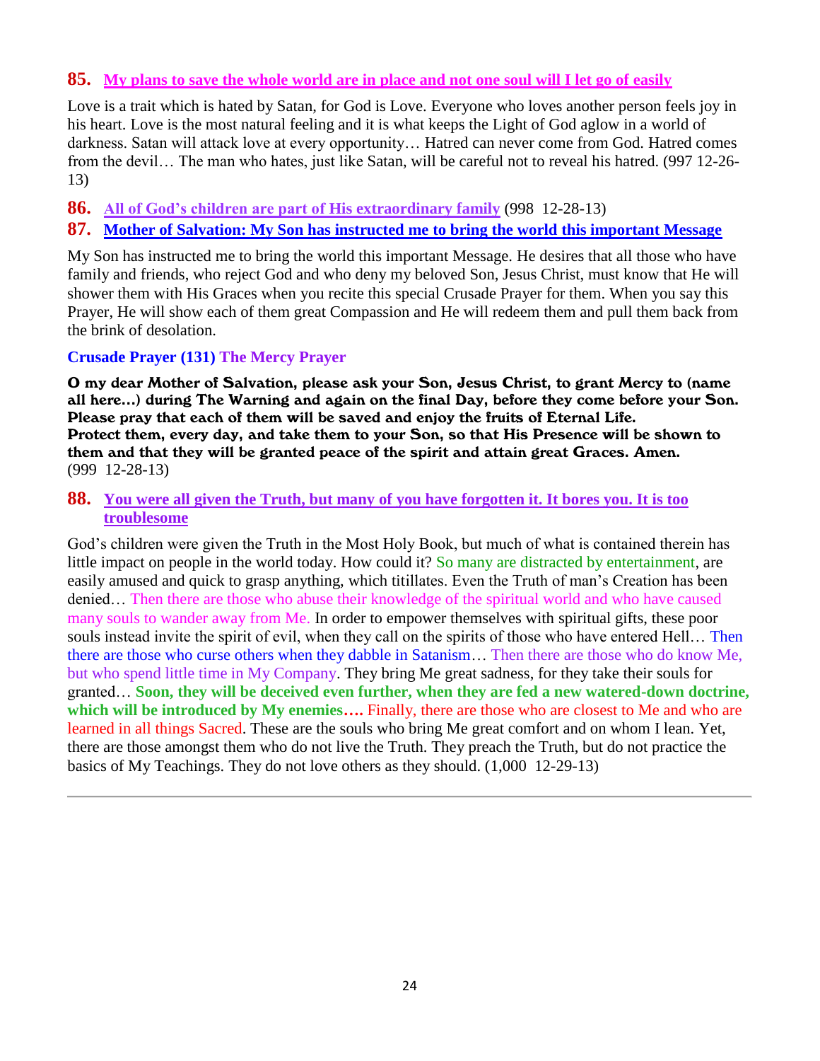**85.** **My plans to save the whole world are in place and not one soul will I let go of easily**

Love is a trait which is hated by Satan, for God is Love. Everyone who loves another person feels joy in his heart. Love is the most natural feeling and it is what keeps the Light of God aglow in a world of darkness. Satan will attack love at every opportunity… Hatred can never come from God. Hatred comes from the devil… The man who hates, just like Satan, will be careful not to reveal his hatred. (997 12-26-13)

**86.** **All of God's children are part of His extraordinary family** (998 12-28-13)

**87.** **Mother of Salvation: My Son has instructed me to bring the world this important Message**

My Son has instructed me to bring the world this important Message. He desires that all those who have family and friends, who reject God and who deny my beloved Son, Jesus Christ, must know that He will shower them with His Graces when you recite this special Crusade Prayer for them. When you say this Prayer, He will show each of them great Compassion and He will redeem them and pull them back from the brink of desolation.

**Crusade Prayer (131) The Mercy Prayer**

**O my dear Mother of Salvation, please ask your Son, Jesus Christ, to grant Mercy to (name all here…) during The Warning and again on the final Day, before they come before your Son. Please pray that each of them will be saved and enjoy the fruits of Eternal Life.**
**Protect them, every day, and take them to your Son, so that His Presence will be shown to them and that they will be granted peace of the spirit and attain great Graces. Amen.**
(999 12-28-13)

**88.** **You were all given the Truth, but many of you have forgotten it. It bores you. It is too troublesome**

God's children were given the Truth in the Most Holy Book, but much of what is contained therein has little impact on people in the world today. How could it? So many are distracted by entertainment, are easily amused and quick to grasp anything, which titillates. Even the Truth of man's Creation has been denied… Then there are those who abuse their knowledge of the spiritual world and who have caused many souls to wander away from Me. In order to empower themselves with spiritual gifts, these poor souls instead invite the spirit of evil, when they call on the spirits of those who have entered Hell… Then there are those who curse others when they dabble in Satanism… Then there are those who do know Me, but who spend little time in My Company. They bring Me great sadness, for they take their souls for granted… **Soon, they will be deceived even further, when they are fed a new watered-down doctrine, which will be introduced by My enemies….** Finally, there are those who are closest to Me and who are learned in all things Sacred. These are the souls who bring Me great comfort and on whom I lean. Yet, there are those amongst them who do not live the Truth. They preach the Truth, but do not practice the basics of My Teachings. They do not love others as they should. (1,000 12-29-13)

---